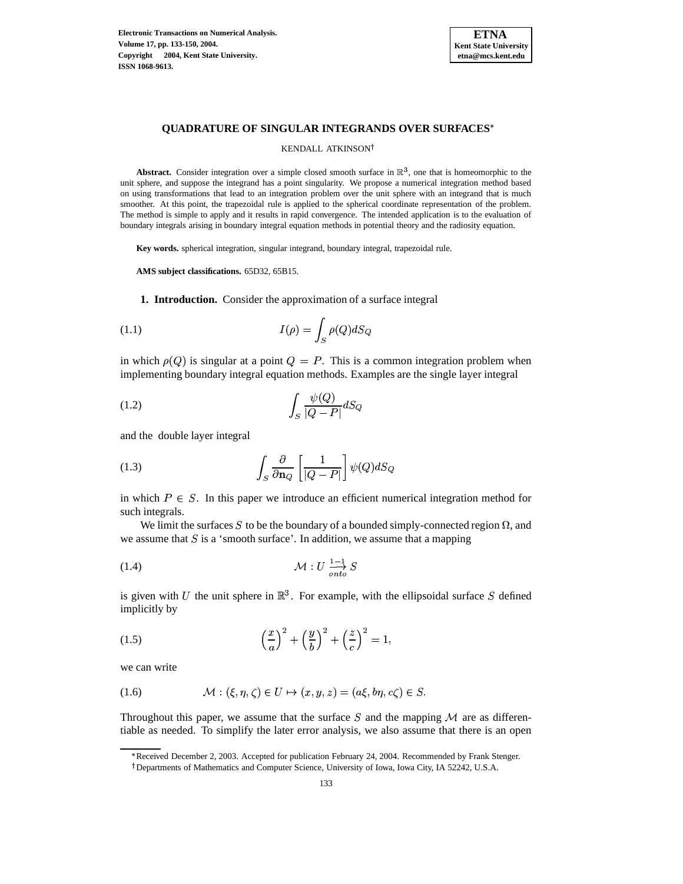# QUADRATURE OF SINGULAR INTEGRANDS OVER SURFACES*

KENDALL ATKINSON†

**Abstract.** Consider integration over a simple closed smooth surface in $\mathbb{R}^3$, one that is homeomorphic to the unit sphere, and suppose the integrand has a point singularity. We propose a numerical integration method based on using transformations that lead to an integration problem over the unit sphere with an integrand that is much smoother. At this point, the trapezoidal rule is applied to the spherical coordinate representation of the problem. The method is simple to apply and it results in rapid convergence. The intended application is to the evaluation of boundary integrals arising in boundary integral equation methods in potential theory and the radiosity equation.

**Key words.** spherical integration, singular integrand, boundary integral, trapezoidal rule.

**AMS subject classifications.** 65D32, 65B15.

## 1. Introduction.

Consider the approximation of a surface integral

$$I(\rho) = \int_S \rho(Q) dS_Q \tag{1.1}$$

in which $\rho(Q)$ is singular at a point $Q = P$. This is a common integration problem when implementing boundary integral equation methods. Examples are the single layer integral

$$\int_S \frac{\psi(Q)}{|Q-P|} dS_Q \tag{1.2}$$

and the double layer integral

$$\int_S \frac{\partial}{\partial \mathbf{n}_Q} \left[ \frac{1}{|Q-P|} \right] \psi(Q) dS_Q \tag{1.3}$$

in which $P \in S$. In this paper we introduce an efficient numerical integration method for such integrals.

We limit the surfaces $S$ to be the boundary of a bounded simply-connected region $\Omega$, and we assume that $S$ is a 'smooth surface'. In addition, we assume that a mapping

$$\mathcal{M} : U \xrightarrow[onto]{1-1} S \tag{1.4}$$

is given with $U$ the unit sphere in $\mathbb{R}^3$. For example, with the ellipsoidal surface $S$ defined implicitly by

$$\left(\frac{x}{a}\right)^2 + \left(\frac{y}{b}\right)^2 + \left(\frac{z}{c}\right)^2 = 1, \tag{1.5}$$

we can write

$$\mathcal{M} : (\xi, \eta, \zeta) \in U \mapsto (x, y, z) = (a\xi, b\eta, c\zeta) \in S. \tag{1.6}$$

Throughout this paper, we assume that the surface $S$ and the mapping $\mathcal{M}$ are as differentiable as needed. To simplify the later error analysis, we also assume that there is an open

---

*Received December 2, 2003. Accepted for publication February 24, 2004. Recommended by Frank Stenger.

†Departments of Mathematics and Computer Science, University of Iowa, Iowa City, IA 52242, U.S.A.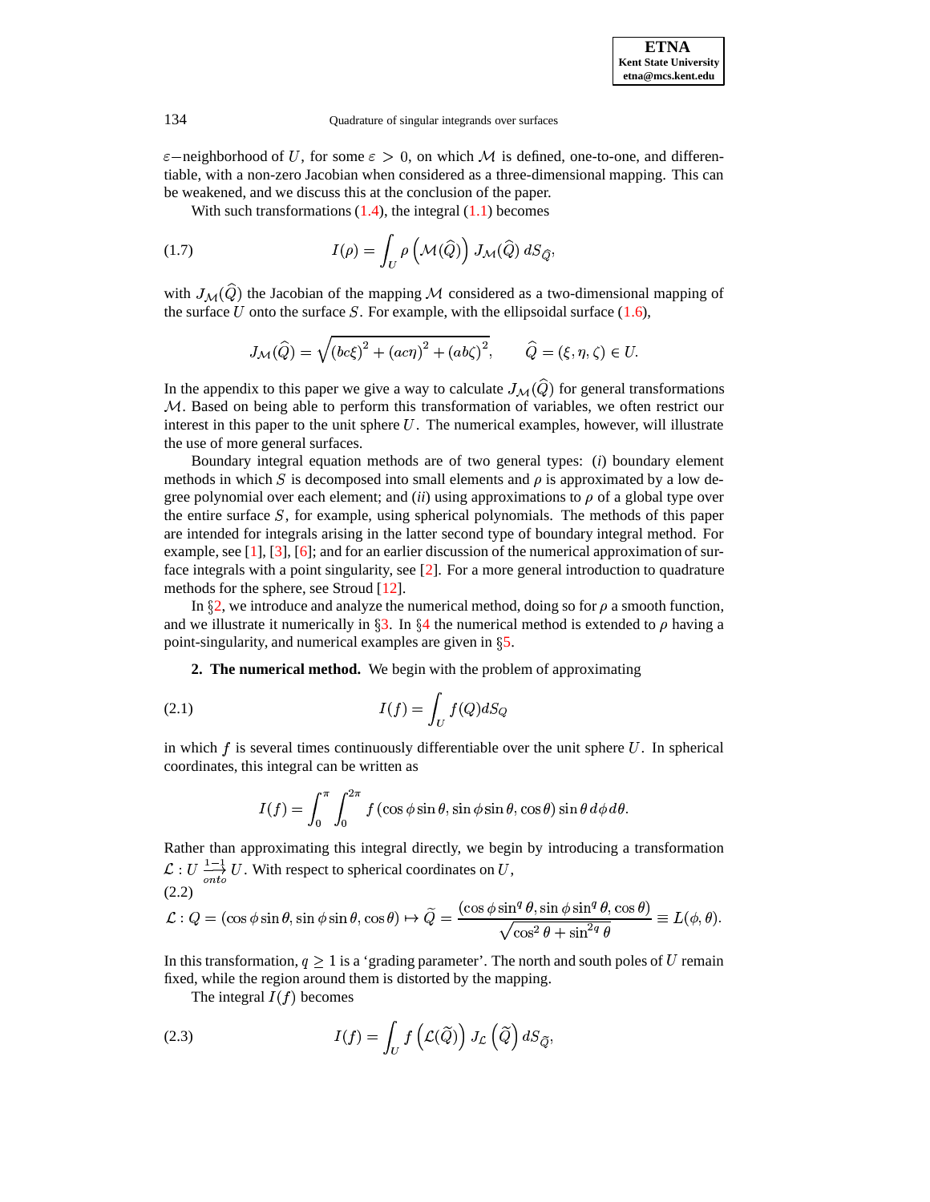$\varepsilon-$neighborhood of $U$, for some $\varepsilon > 0$, on which $\mathcal{M}$ is defined, one-to-one, and differentiable, with a non-zero Jacobian when considered as a three-dimensional mapping. This can be weakened, and we discuss this at the conclusion of the paper.

With such transformations (1.4), the integral (1.1) becomes

$$I(\rho) = \int_U \rho\left(\mathcal{M}(\widehat{Q})\right) J_{\mathcal{M}}(\widehat{Q})\, dS_{\widehat{Q}}, \tag{1.7}$$

with $J_{\mathcal{M}}(\widehat{Q})$ the Jacobian of the mapping $\mathcal{M}$ considered as a two-dimensional mapping of the surface $U$ onto the surface $S$. For example, with the ellipsoidal surface (1.6),

$$J_{\mathcal{M}}(\widehat{Q}) = \sqrt{(bc\xi)^2 + (ac\eta)^2 + (ab\zeta)^2}, \qquad \widehat{Q} = (\xi, \eta, \zeta) \in U.$$

In the appendix to this paper we give a way to calculate $J_{\mathcal{M}}(\widehat{Q})$ for general transformations $\mathcal{M}$. Based on being able to perform this transformation of variables, we often restrict our interest in this paper to the unit sphere $U$. The numerical examples, however, will illustrate the use of more general surfaces.

Boundary integral equation methods are of two general types: (*i*) boundary element methods in which $S$ is decomposed into small elements and $\rho$ is approximated by a low degree polynomial over each element; and (*ii*) using approximations to $\rho$ of a global type over the entire surface $S$, for example, using spherical polynomials. The methods of this paper are intended for integrals arising in the latter second type of boundary integral method. For example, see [1], [3], [6]; and for an earlier discussion of the numerical approximation of surface integrals with a point singularity, see [2]. For a more general introduction to quadrature methods for the sphere, see Stroud [12].

In §2, we introduce and analyze the numerical method, doing so for $\rho$ a smooth function, and we illustrate it numerically in §3. In §4 the numerical method is extended to $\rho$ having a point-singularity, and numerical examples are given in §5.

## 2. The numerical method.

We begin with the problem of approximating

$$I(f) = \int_U f(Q) dS_Q \tag{2.1}$$

in which $f$ is several times continuously differentiable over the unit sphere $U$. In spherical coordinates, this integral can be written as

$$I(f) = \int_0^\pi \int_0^{2\pi} f(\cos\phi \sin\theta, \sin\phi \sin\theta, \cos\theta) \sin\theta \, d\phi \, d\theta.$$

Rather than approximating this integral directly, we begin by introducing a transformation $\mathcal{L} : U \xrightarrow[onto]{1-1} U$. With respect to spherical coordinates on $U$,

$$\mathcal{L} : Q = (\cos\phi \sin\theta, \sin\phi \sin\theta, \cos\theta) \mapsto \widetilde{Q} = \frac{(\cos\phi \sin^q\theta, \sin\phi \sin^q\theta, \cos\theta)}{\sqrt{\cos^2\theta + \sin^{2q}\theta}} \equiv L(\phi, \theta). \tag{2.2}$$

In this transformation, $q \geq 1$ is a 'grading parameter'. The north and south poles of $U$ remain fixed, while the region around them is distorted by the mapping.

The integral $I(f)$ becomes

$$I(f) = \int_U f\left(\mathcal{L}(\widetilde{Q})\right) J_{\mathcal{L}}\left(\widetilde{Q}\right) dS_{\widetilde{Q}}, \tag{2.3}$$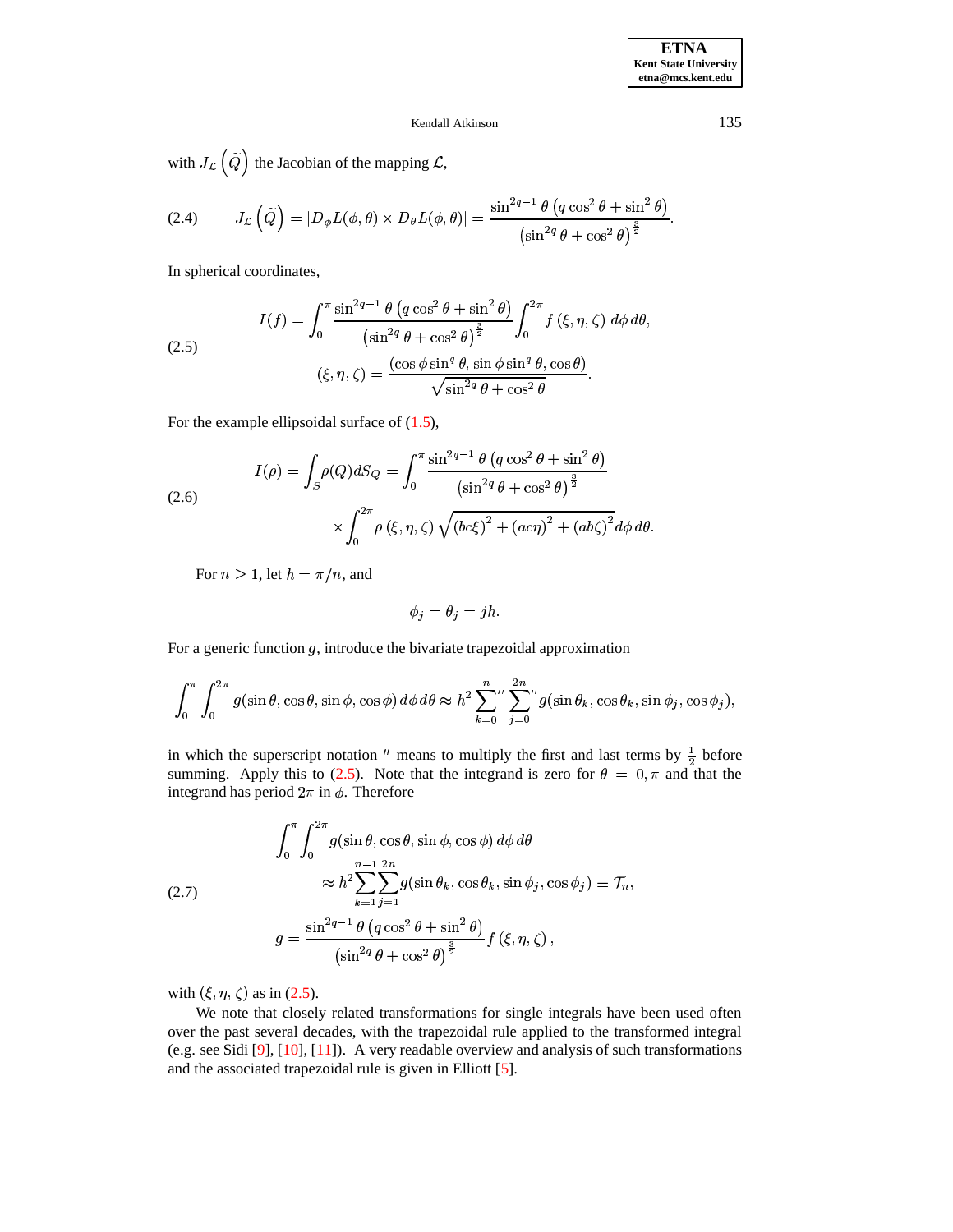with $J_{\mathcal{L}}\left(\widetilde{Q}\right)$ the Jacobian of the mapping $\mathcal{L}$,

$$J_{\mathcal{L}}\left(\widetilde{Q}\right) = \left|D_\phi L(\phi,\theta) \times D_\theta L(\phi,\theta)\right| = \frac{\sin^{2q-1}\theta\left(q\cos^2\theta + \sin^2\theta\right)}{\left(\sin^{2q}\theta + \cos^2\theta\right)^{\frac{3}{2}}}. \tag{2.4}$$

In spherical coordinates,

$$\begin{gathered} I(f) = \int_0^\pi \frac{\sin^{2q-1}\theta\left(q\cos^2\theta + \sin^2\theta\right)}{\left(\sin^{2q}\theta + \cos^2\theta\right)^{\frac{3}{2}}} \int_0^{2\pi} f\left(\xi,\eta,\zeta\right)\, d\phi\, d\theta, \\ (\xi,\eta,\zeta) = \frac{\left(\cos\phi\sin^q\theta, \sin\phi\sin^q\theta, \cos\theta\right)}{\sqrt{\sin^{2q}\theta + \cos^2\theta}}. \end{gathered} \tag{2.5}$$

For the example ellipsoidal surface of (1.5),

$$\begin{aligned} I(\rho) = \int_S \rho(Q) dS_Q = \int_0^\pi & \frac{\sin^{2q-1}\theta\left(q\cos^2\theta + \sin^2\theta\right)}{\left(\sin^{2q}\theta + \cos^2\theta\right)^{\frac{3}{2}}} \\ & \times \int_0^{2\pi} \rho\left(\xi,\eta,\zeta\right)\sqrt{\left(bc\xi\right)^2 + \left(ac\eta\right)^2 + \left(ab\zeta\right)^2}\, d\phi\, d\theta. \end{aligned} \tag{2.6}$$

For $n \geq 1$, let $h = \pi/n$, and

$$\phi_j = \theta_j = jh.$$

For a generic function $g$, introduce the bivariate trapezoidal approximation

$$\int_0^\pi \int_0^{2\pi} g(\sin\theta, \cos\theta, \sin\phi, \cos\phi)\, d\phi\, d\theta \approx h^2 \sum_{k=0}^{n}{}'' \sum_{j=0}^{2n}{}'' g(\sin\theta_k, \cos\theta_k, \sin\phi_j, \cos\phi_j),$$

in which the superscript notation $''$ means to multiply the first and last terms by $\frac{1}{2}$ before summing. Apply this to (2.5). Note that the integrand is zero for $\theta = 0, \pi$ and that the integrand has period $2\pi$ in $\phi$. Therefore

$$\begin{gathered} \int_0^\pi \int_0^{2\pi} g(\sin\theta, \cos\theta, \sin\phi, \cos\phi)\, d\phi\, d\theta \\ \approx h^2 \sum_{k=1}^{n-1} \sum_{j=1}^{2n} g(\sin\theta_k, \cos\theta_k, \sin\phi_j, \cos\phi_j) \equiv \mathcal{T}_n, \\ g = \frac{\sin^{2q-1}\theta\left(q\cos^2\theta + \sin^2\theta\right)}{\left(\sin^{2q}\theta + \cos^2\theta\right)^{\frac{3}{2}}} f\left(\xi,\eta,\zeta\right), \end{gathered} \tag{2.7}$$

with $(\xi, \eta, \zeta)$ as in (2.5).

We note that closely related transformations for single integrals have been used often over the past several decades, with the trapezoidal rule applied to the transformed integral (e.g. see Sidi [9], [10], [11]). A very readable overview and analysis of such transformations and the associated trapezoidal rule is given in Elliott [5].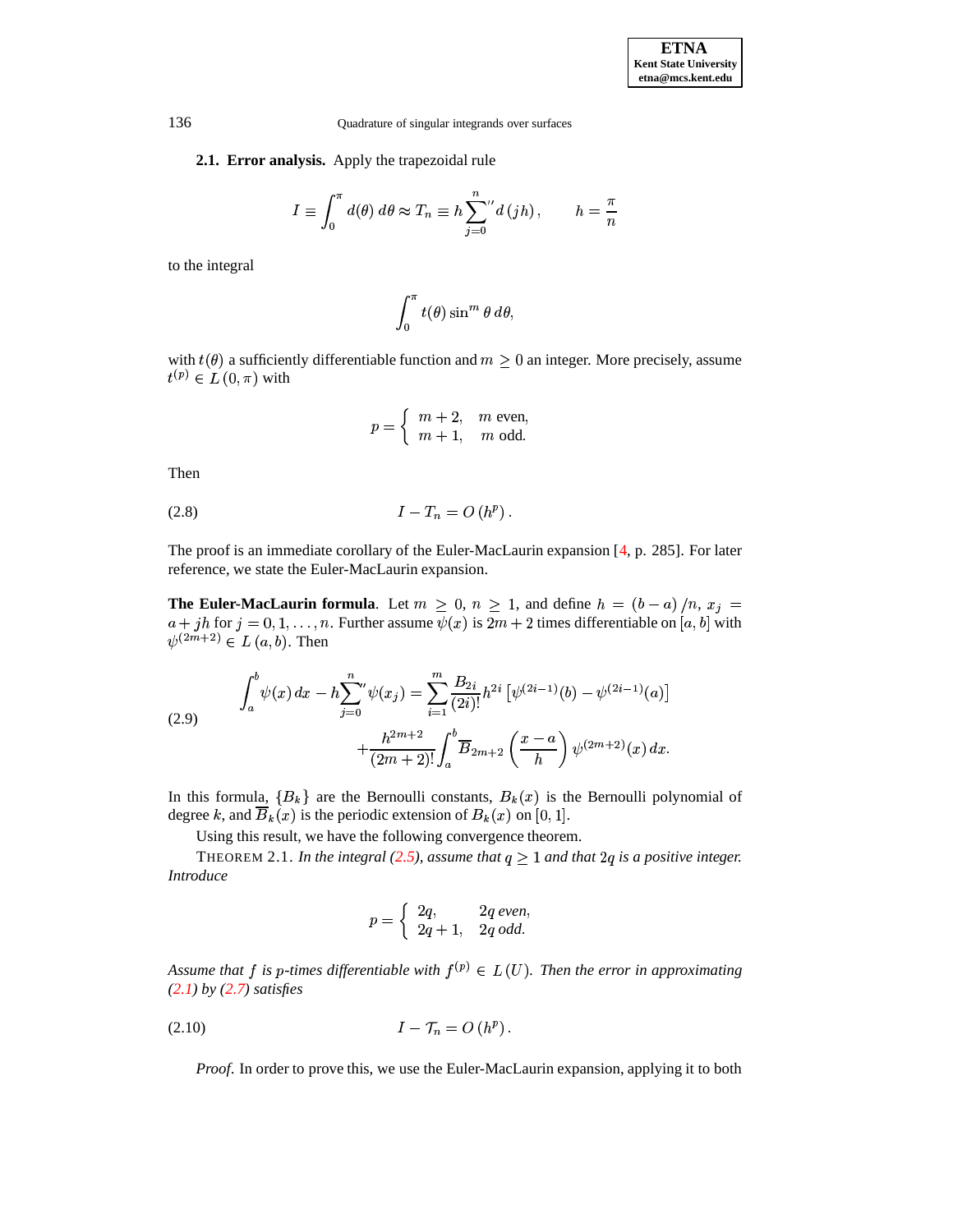### 2.1. Error analysis.

**2.1. Error analysis.** Apply the trapezoidal rule

$$I \equiv \int_0^\pi d(\theta)\, d\theta \approx T_n \equiv h \sum_{j=0}^{n}{}'' d\left(jh\right), \qquad h = \frac{\pi}{n}$$

to the integral

$$\int_0^\pi t(\theta) \sin^m \theta \, d\theta,$$

with $t(\theta)$ a sufficiently differentiable function and $m \geq 0$ an integer. More precisely, assume $t^{(p)} \in L\left(0, \pi\right)$ with

$$p = \begin{cases} m+2, & m \text{ even}, \\ m+1, & m \text{ odd}. \end{cases}$$

Then

$$I - T_n = O\left(h^p\right). \tag{2.8}$$

The proof is an immediate corollary of the Euler-MacLaurin expansion [4, p. 285]. For later reference, we state the Euler-MacLaurin expansion.

**The Euler-MacLaurin formula**. Let $m \geq 0$, $n \geq 1$, and define $h = \left(b - a\right)/n$, $x_j = a + jh$ for $j = 0, 1, \ldots, n$. Further assume $\psi(x)$ is $2m+2$ times differentiable on $[a, b]$ with $\psi^{(2m+2)} \in L\left(a, b\right)$. Then

$$\begin{aligned} \int_a^b \psi(x)\, dx - h\sum_{j=0}^{n}{}'' \psi(x_j) &= \sum_{i=1}^{m} \frac{B_{2i}}{(2i)!} h^{2i} \left[\psi^{(2i-1)}(b) - \psi^{(2i-1)}(a)\right] \\ &\quad + \frac{h^{2m+2}}{(2m+2)!} \int_a^b \overline{B}_{2m+2}\left(\frac{x-a}{h}\right) \psi^{(2m+2)}(x)\, dx. \end{aligned} \tag{2.9}$$

In this formula, $\{B_k\}$ are the Bernoulli constants, $B_k(x)$ is the Bernoulli polynomial of degree $k$, and $\overline{B}_k(x)$ is the periodic extension of $B_k(x)$ on $[0, 1]$.

Using this result, we have the following convergence theorem.

THEOREM 2.1. *In the integral (2.5), assume that $q \geq 1$ and that $2q$ is a positive integer. Introduce*

$$p = \begin{cases} 2q, & 2q \text{ even}, \\ 2q+1, & 2q \text{ odd}. \end{cases}$$

*Assume that $f$ is $p$-times differentiable with $f^{(p)} \in L\left(U\right)$. Then the error in approximating (2.1) by (2.7) satisfies*

$$I - \mathcal{T}_n = O\left(h^p\right). \tag{2.10}$$

*Proof.* In order to prove this, we use the Euler-MacLaurin expansion, applying it to both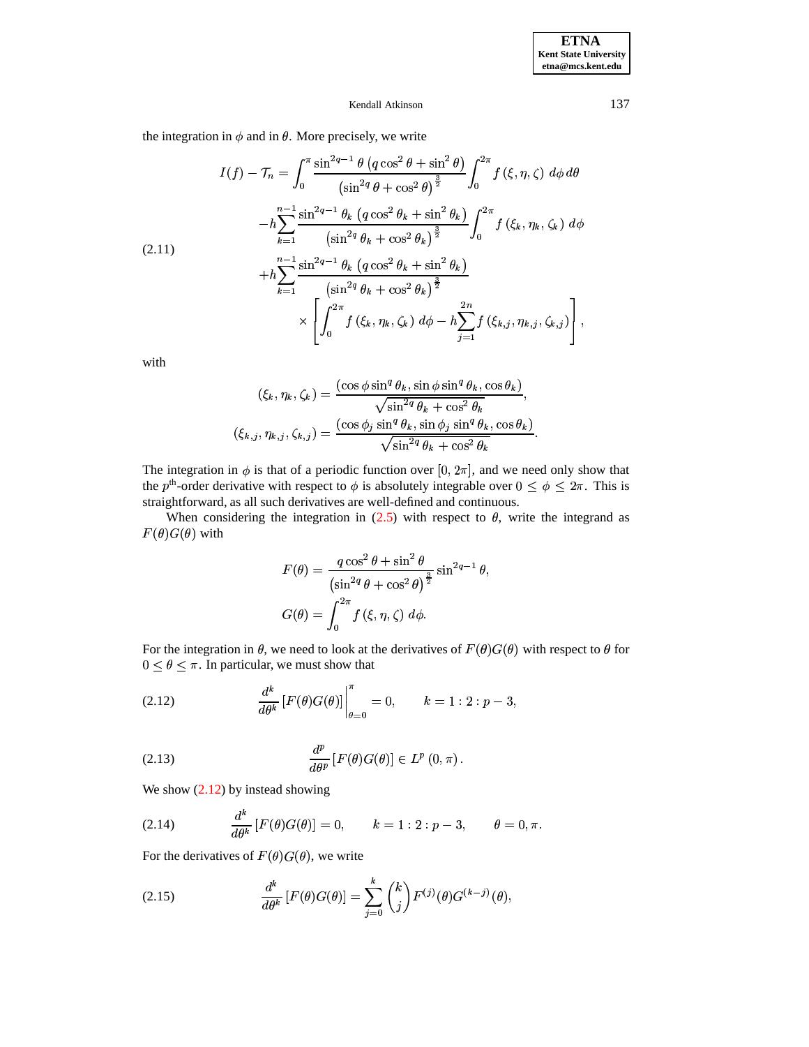the integration in $\phi$ and in $\theta$. More precisely, we write

$$
\begin{aligned}
I(f) - \mathcal{T}_n = & \int_0^{\pi} \frac{\sin^{2q-1}\theta\left(q\cos^2\theta + \sin^2\theta\right)}{\left(\sin^{2q}\theta + \cos^2\theta\right)^{\frac{3}{2}}} \int_0^{2\pi} f\left(\xi, \eta, \zeta\right)\, d\phi\, d\theta \\
& - h\sum_{k=1}^{n-1} \frac{\sin^{2q-1}\theta_k\left(q\cos^2\theta_k + \sin^2\theta_k\right)}{\left(\sin^{2q}\theta_k + \cos^2\theta_k\right)^{\frac{3}{2}}} \int_0^{2\pi} f\left(\xi_k, \eta_k, \zeta_k\right)\, d\phi \\
& + h\sum_{k=1}^{n-1} \frac{\sin^{2q-1}\theta_k\left(q\cos^2\theta_k + \sin^2\theta_k\right)}{\left(\sin^{2q}\theta_k + \cos^2\theta_k\right)^{\frac{3}{2}}} \\
& \qquad \times \left[\int_0^{2\pi} f\left(\xi_k, \eta_k, \zeta_k\right)\, d\phi - h\sum_{j=1}^{2n} f\left(\xi_{k,j}, \eta_{k,j}, \zeta_{k,j}\right)\right],
\end{aligned}
\tag{2.11}
$$

with

$$
\begin{aligned}
\left(\xi_k, \eta_k, \zeta_k\right) &= \frac{\left(\cos\phi\sin^q\theta_k, \sin\phi\sin^q\theta_k, \cos\theta_k\right)}{\sqrt{\sin^{2q}\theta_k + \cos^2\theta_k}}, \\
\left(\xi_{k,j}, \eta_{k,j}, \zeta_{k,j}\right) &= \frac{\left(\cos\phi_j\sin^q\theta_k, \sin\phi_j\sin^q\theta_k, \cos\theta_k\right)}{\sqrt{\sin^{2q}\theta_k + \cos^2\theta_k}}.
\end{aligned}
$$

The integration in $\phi$ is that of a periodic function over $[0, 2\pi]$, and we need only show that the $p^{\text{th}}$-order derivative with respect to $\phi$ is absolutely integrable over $0 \le \phi \le 2\pi$. This is straightforward, as all such derivatives are well-defined and continuous.

When considering the integration in (2.5) with respect to $\theta$, write the integrand as $F(\theta)G(\theta)$ with

$$
\begin{aligned}
F(\theta) &= \frac{q\cos^2\theta + \sin^2\theta}{\left(\sin^{2q}\theta + \cos^2\theta\right)^{\frac{3}{2}}}\sin^{2q-1}\theta, \\
G(\theta) &= \int_0^{2\pi} f\left(\xi, \eta, \zeta\right)\, d\phi.
\end{aligned}
$$

For the integration in $\theta$, we need to look at the derivatives of $F(\theta)G(\theta)$ with respect to $\theta$ for $0 \le \theta \le \pi$. In particular, we must show that

$$
\frac{d^k}{d\theta^k}\left[F(\theta)G(\theta)\right]\Big|_{\theta=0}^{\pi} = 0, \qquad k = 1:2:p-3,
\tag{2.12}
$$

$$
\frac{d^p}{d\theta^p}\left[F(\theta)G(\theta)\right] \in L^p\left(0, \pi\right).
\tag{2.13}
$$

We show (2.12) by instead showing

$$
\frac{d^k}{d\theta^k}\left[F(\theta)G(\theta)\right] = 0, \qquad k = 1:2:p-3, \qquad \theta = 0, \pi.
\tag{2.14}
$$

For the derivatives of $F(\theta)G(\theta)$, we write

$$
\frac{d^k}{d\theta^k}\left[F(\theta)G(\theta)\right] = \sum_{j=0}^{k}\binom{k}{j} F^{(j)}(\theta)G^{(k-j)}(\theta),
\tag{2.15}
$$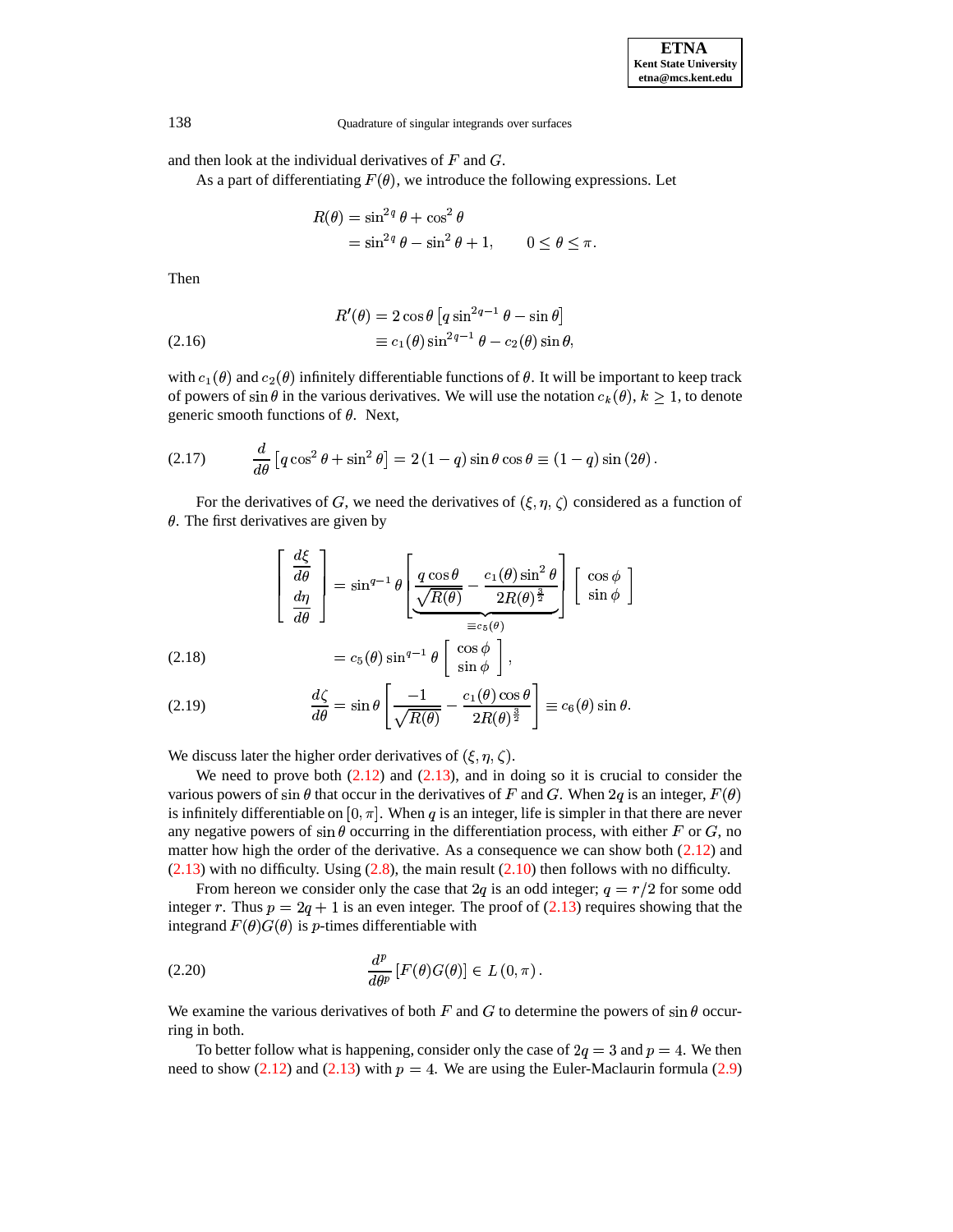and then look at the individual derivatives of $F$ and $G$.

As a part of differentiating $F(\theta)$, we introduce the following expressions. Let

$$
\begin{aligned}
R(\theta) &= \sin^{2q}\theta + \cos^2\theta \\
&= \sin^{2q}\theta - \sin^2\theta + 1, \qquad 0 \le \theta \le \pi.
\end{aligned}
$$

Then

$$
\begin{aligned}
R'(\theta) &= 2\cos\theta\left[q\sin^{2q-1}\theta - \sin\theta\right] \\
&\equiv c_1(\theta)\sin^{2q-1}\theta - c_2(\theta)\sin\theta, \qquad (2.16)
\end{aligned}
$$

with $c_1(\theta)$ and $c_2(\theta)$ infinitely differentiable functions of $\theta$. It will be important to keep track of powers of $\sin\theta$ in the various derivatives. We will use the notation $c_k(\theta)$, $k \ge 1$, to denote generic smooth functions of $\theta$. Next,

$$
\frac{d}{d\theta}\left[q\cos^2\theta + \sin^2\theta\right] = 2(1-q)\sin\theta\cos\theta \equiv (1-q)\sin(2\theta). \qquad (2.17)
$$

For the derivatives of $G$, we need the derivatives of $(\xi, \eta, \zeta)$ considered as a function of $\theta$. The first derivatives are given by

$$
\begin{aligned}
\begin{bmatrix} \dfrac{d\xi}{d\theta} \\ \dfrac{d\eta}{d\theta} \end{bmatrix}
&= \sin^{q-1}\theta \underbrace{\left[\frac{q\cos\theta}{\sqrt{R(\theta)}} - \frac{c_1(\theta)\sin^2\theta}{2R(\theta)^{\frac{3}{2}}}\right]}_{\equiv c_5(\theta)} \begin{bmatrix} \cos\phi \\ \sin\phi \end{bmatrix} \\
&= c_5(\theta)\sin^{q-1}\theta \begin{bmatrix} \cos\phi \\ \sin\phi \end{bmatrix}, \qquad (2.18)
\end{aligned}
$$

$$
\frac{d\zeta}{d\theta} = \sin\theta\left[\frac{-1}{\sqrt{R(\theta)}} - \frac{c_1(\theta)\cos\theta}{2R(\theta)^{\frac{3}{2}}}\right] \equiv c_6(\theta)\sin\theta. \qquad (2.19)
$$

We discuss later the higher order derivatives of $(\xi, \eta, \zeta)$.

We need to prove both (2.12) and (2.13), and in doing so it is crucial to consider the various powers of $\sin\theta$ that occur in the derivatives of $F$ and $G$. When $2q$ is an integer, $F(\theta)$ is infinitely differentiable on $[0, \pi]$. When $q$ is an integer, life is simpler in that there are never any negative powers of $\sin\theta$ occurring in the differentiation process, with either $F$ or $G$, no matter how high the order of the derivative. As a consequence we can show both (2.12) and (2.13) with no difficulty. Using (2.8), the main result (2.10) then follows with no difficulty.

From hereon we consider only the case that $2q$ is an odd integer; $q = r/2$ for some odd integer $r$. Thus $p = 2q + 1$ is an even integer. The proof of (2.13) requires showing that the integrand $F(\theta)G(\theta)$ is $p$-times differentiable with

$$
\frac{d^p}{d\theta^p}\left[F(\theta)G(\theta)\right] \in L(0, \pi). \qquad (2.20)
$$

We examine the various derivatives of both $F$ and $G$ to determine the powers of $\sin\theta$ occurring in both.

To better follow what is happening, consider only the case of $2q = 3$ and $p = 4$. We then need to show (2.12) and (2.13) with $p = 4$. We are using the Euler-Maclaurin formula (2.9)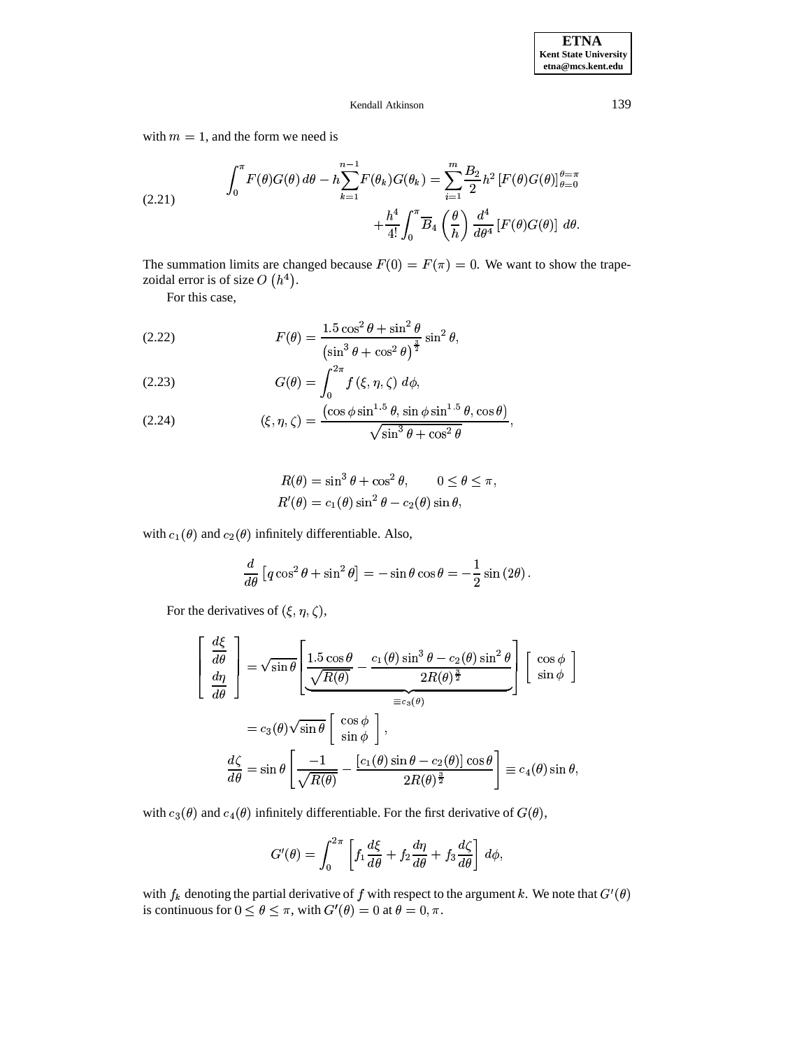with $m = 1$, and the form we need is

$$
\int_0^\pi F(\theta)G(\theta)\,d\theta - h\sum_{k=1}^{n-1} F(\theta_k)G(\theta_k) = \sum_{i=1}^{m} \frac{B_2}{2} h^2 \left[F(\theta)G(\theta)\right]_{\theta=0}^{\theta=\pi} + \frac{h^4}{4!}\int_0^\pi \overline{B}_4\left(\frac{\theta}{h}\right)\frac{d^4}{d\theta^4}\left[F(\theta)G(\theta)\right]\,d\theta. \tag{2.21}
$$

The summation limits are changed because $F(0) = F(\pi) = 0$. We want to show the trapezoidal error is of size $O\left(h^4\right)$.

For this case,

$$
F(\theta) = \frac{1.5\cos^2\theta + \sin^2\theta}{\left(\sin^3\theta + \cos^2\theta\right)^{\frac{3}{2}}}\sin^2\theta, \tag{2.22}
$$

$$
G(\theta) = \int_0^{2\pi} f\left(\xi, \eta, \zeta\right)\,d\phi, \tag{2.23}
$$

$$
(\xi, \eta, \zeta) = \frac{\left(\cos\phi\sin^{1.5}\theta, \sin\phi\sin^{1.5}\theta, \cos\theta\right)}{\sqrt{\sin^3\theta + \cos^2\theta}}, \tag{2.24}
$$

$$
\begin{aligned}
R(\theta) &= \sin^3\theta + \cos^2\theta, \qquad 0 \le \theta \le \pi, \\
R'(\theta) &= c_1(\theta)\sin^2\theta - c_2(\theta)\sin\theta,
\end{aligned}
$$

with $c_1(\theta)$ and $c_2(\theta)$ infinitely differentiable. Also,

$$
\frac{d}{d\theta}\left[q\cos^2\theta + \sin^2\theta\right] = -\sin\theta\cos\theta = -\frac{1}{2}\sin\left(2\theta\right).
$$

For the derivatives of $(\xi, \eta, \zeta)$,

$$
\begin{aligned}
\begin{bmatrix} \dfrac{d\xi}{d\theta} \\[2mm] \dfrac{d\eta}{d\theta} \end{bmatrix} &= \sqrt{\sin\theta}\underbrace{\left[\frac{1.5\cos\theta}{\sqrt{R(\theta)}} - \frac{c_1(\theta)\sin^3\theta - c_2(\theta)\sin^2\theta}{2R(\theta)^{\frac{3}{2}}}\right]}_{\equiv c_3(\theta)}\begin{bmatrix} \cos\phi \\ \sin\phi \end{bmatrix} \\
&= c_3(\theta)\sqrt{\sin\theta}\begin{bmatrix} \cos\phi \\ \sin\phi \end{bmatrix}, \\
\frac{d\zeta}{d\theta} &= \sin\theta\left[\frac{-1}{\sqrt{R(\theta)}} - \frac{\left[c_1(\theta)\sin\theta - c_2(\theta)\right]\cos\theta}{2R(\theta)^{\frac{3}{2}}}\right] \equiv c_4(\theta)\sin\theta,
\end{aligned}
$$

with $c_3(\theta)$ and $c_4(\theta)$ infinitely differentiable. For the first derivative of $G(\theta)$,

$$
G'(\theta) = \int_0^{2\pi}\left[f_1\frac{d\xi}{d\theta} + f_2\frac{d\eta}{d\theta} + f_3\frac{d\zeta}{d\theta}\right]\,d\phi,
$$

with $f_k$ denoting the partial derivative of $f$ with respect to the argument $k$. We note that $G'(\theta)$ is continuous for $0 \le \theta \le \pi$, with $G'(\theta) = 0$ at $\theta = 0, \pi$.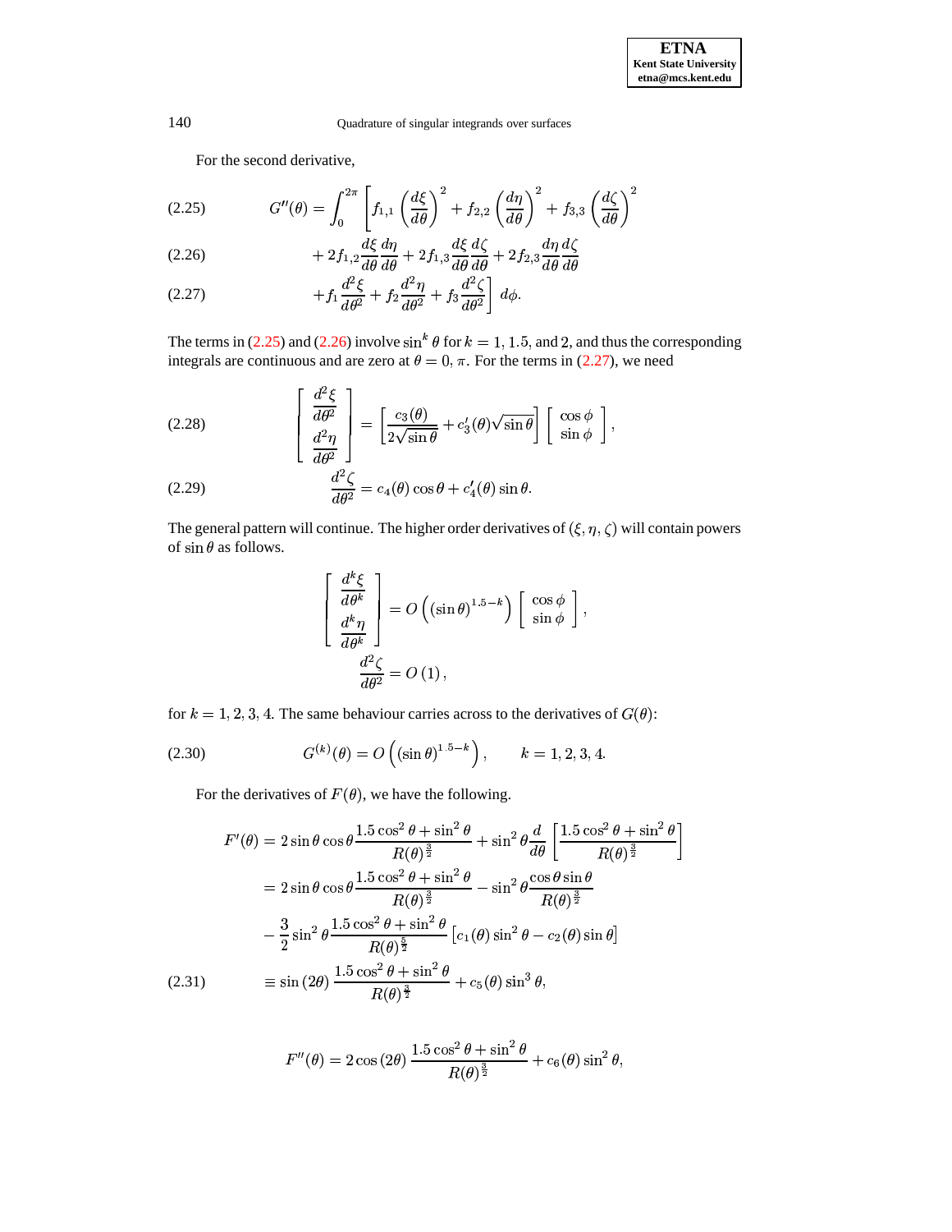For the second derivative,

$$G''(\theta) = \int_0^{2\pi} \left[ f_{1,1} \left(\frac{d\xi}{d\theta}\right)^2 + f_{2,2} \left(\frac{d\eta}{d\theta}\right)^2 + f_{3,3} \left(\frac{d\zeta}{d\theta}\right)^2 \right. \tag{2.25}$$

$$+ 2f_{1,2}\frac{d\xi}{d\theta}\frac{d\eta}{d\theta} + 2f_{1,3}\frac{d\xi}{d\theta}\frac{d\zeta}{d\theta} + 2f_{2,3}\frac{d\eta}{d\theta}\frac{d\zeta}{d\theta} \tag{2.26}$$

$$\left. + f_1\frac{d^2\xi}{d\theta^2} + f_2\frac{d^2\eta}{d\theta^2} + f_3\frac{d^2\zeta}{d\theta^2} \right] d\phi. \tag{2.27}$$

The terms in (2.25) and (2.26) involve $\sin^k\theta$ for $k = 1, 1.5$, and $2$, and thus the corresponding integrals are continuous and are zero at $\theta = 0, \pi$. For the terms in (2.27), we need

$$\begin{bmatrix} \dfrac{d^2\xi}{d\theta^2} \\ \dfrac{d^2\eta}{d\theta^2} \end{bmatrix} = \left[\frac{c_3(\theta)}{2\sqrt{\sin\theta}} + c_3'(\theta)\sqrt{\sin\theta}\right] \begin{bmatrix} \cos\phi \\ \sin\phi \end{bmatrix}, \tag{2.28}$$

$$\frac{d^2\zeta}{d\theta^2} = c_4(\theta)\cos\theta + c_4'(\theta)\sin\theta. \tag{2.29}$$

The general pattern will continue. The higher order derivatives of $(\xi, \eta, \zeta)$ will contain powers of $\sin\theta$ as follows.

$$\begin{bmatrix} \dfrac{d^k\xi}{d\theta^k} \\ \dfrac{d^k\eta}{d\theta^k} \end{bmatrix} = O\left((\sin\theta)^{1.5-k}\right) \begin{bmatrix} \cos\phi \\ \sin\phi \end{bmatrix},$$

$$\frac{d^2\zeta}{d\theta^2} = O(1),$$

for $k = 1, 2, 3, 4$. The same behaviour carries across to the derivatives of $G(\theta)$:

$$G^{(k)}(\theta) = O\left((\sin\theta)^{1.5-k}\right), \qquad k = 1, 2, 3, 4. \tag{2.30}$$

For the derivatives of $F(\theta)$, we have the following.

$$\begin{aligned}
F'(\theta) &= 2\sin\theta\cos\theta\frac{1.5\cos^2\theta + \sin^2\theta}{R(\theta)^{\frac{3}{2}}} + \sin^2\theta\frac{d}{d\theta}\left[\frac{1.5\cos^2\theta + \sin^2\theta}{R(\theta)^{\frac{3}{2}}}\right] \\
&= 2\sin\theta\cos\theta\frac{1.5\cos^2\theta + \sin^2\theta}{R(\theta)^{\frac{3}{2}}} - \sin^2\theta\frac{\cos\theta\sin\theta}{R(\theta)^{\frac{3}{2}}} \\
&\quad - \frac{3}{2}\sin^2\theta\frac{1.5\cos^2\theta + \sin^2\theta}{R(\theta)^{\frac{5}{2}}}\left[c_1(\theta)\sin^2\theta - c_2(\theta)\sin\theta\right] \\
&\equiv \sin(2\theta)\,\frac{1.5\cos^2\theta + \sin^2\theta}{R(\theta)^{\frac{3}{2}}} + c_5(\theta)\sin^3\theta,
\end{aligned} \tag{2.31}$$

$$F''(\theta) = 2\cos(2\theta)\,\frac{1.5\cos^2\theta + \sin^2\theta}{R(\theta)^{\frac{3}{2}}} + c_6(\theta)\sin^2\theta,$$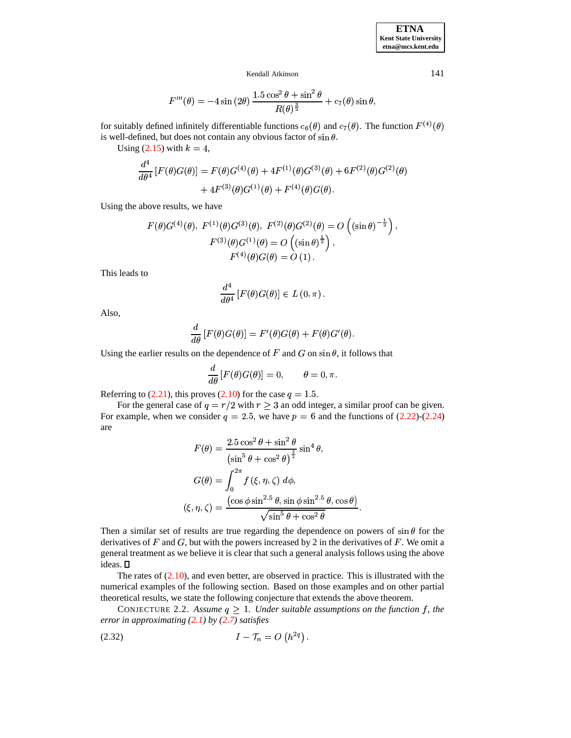$$F'''(\theta) = -4\sin(2\theta)\,\frac{1.5\cos^2\theta + \sin^2\theta}{R(\theta)^{\frac{3}{2}}} + c_7(\theta)\sin\theta,$$

for suitably defined infinitely differentiable functions $c_6(\theta)$ and $c_7(\theta)$. The function $F^{(4)}(\theta)$ is well-defined, but does not contain any obvious factor of $\sin\theta$.

Using (2.15) with $k = 4$,

$$\begin{aligned}\frac{d^4}{d\theta^4}\left[F(\theta)G(\theta)\right] &= F(\theta)G^{(4)}(\theta) + 4F^{(1)}(\theta)G^{(3)}(\theta) + 6F^{(2)}(\theta)G^{(2)}(\theta)\\ &\quad + 4F^{(3)}(\theta)G^{(1)}(\theta) + F^{(4)}(\theta)G(\theta).\end{aligned}$$

Using the above results, we have

$$\begin{gathered}F(\theta)G^{(4)}(\theta),\ F^{(1)}(\theta)G^{(3)}(\theta),\ F^{(2)}(\theta)G^{(2)}(\theta) = O\left((\sin\theta)^{-\frac{1}{2}}\right),\\ F^{(3)}(\theta)G^{(1)}(\theta) = O\left((\sin\theta)^{\frac{1}{2}}\right),\\ F^{(4)}(\theta)G(\theta) = O\left(1\right).\end{gathered}$$

This leads to

$$\frac{d^4}{d\theta^4}\left[F(\theta)G(\theta)\right] \in L\left(0,\pi\right).$$

Also,

$$\frac{d}{d\theta}\left[F(\theta)G(\theta)\right] = F'(\theta)G(\theta) + F(\theta)G'(\theta).$$

Using the earlier results on the dependence of $F$ and $G$ on $\sin\theta$, it follows that

$$\frac{d}{d\theta}\left[F(\theta)G(\theta)\right] = 0, \qquad \theta = 0, \pi.$$

Referring to (2.21), this proves (2.10) for the case $q = 1.5$.

For the general case of $q = r/2$ with $r \geq 3$ an odd integer, a similar proof can be given. For example, when we consider $q = 2.5$, we have $p = 6$ and the functions of (2.22)-(2.24) are

$$\begin{aligned}F(\theta) &= \frac{2.5\cos^2\theta + \sin^2\theta}{\left(\sin^5\theta + \cos^2\theta\right)^{\frac{3}{2}}}\sin^4\theta,\\ G(\theta) &= \int_0^{2\pi} f\left(\xi,\eta,\zeta\right)\,d\phi,\\ (\xi,\eta,\zeta) &= \frac{\left(\cos\phi\sin^{2.5}\theta,\,\sin\phi\sin^{2.5}\theta,\,\cos\theta\right)}{\sqrt{\sin^5\theta + \cos^2\theta}}.\end{aligned}$$

Then a similar set of results are true regarding the dependence on powers of $\sin\theta$ for the derivatives of $F$ and $G$, but with the powers increased by 2 in the derivatives of $F$. We omit a general treatment as we believe it is clear that such a general analysis follows using the above ideas. ☐

The rates of (2.10), and even better, are observed in practice. This is illustrated with the numerical examples of the following section. Based on those examples and on other partial theoretical results, we state the following conjecture that extends the above theorem.

CONJECTURE 2.2. *Assume $q \geq 1$. Under suitable assumptions on the function $f$, the error in approximating (2.1) by (2.7) satisfies*

$$I - \mathcal{T}_n = O\left(h^{2q}\right). \tag{2.32}$$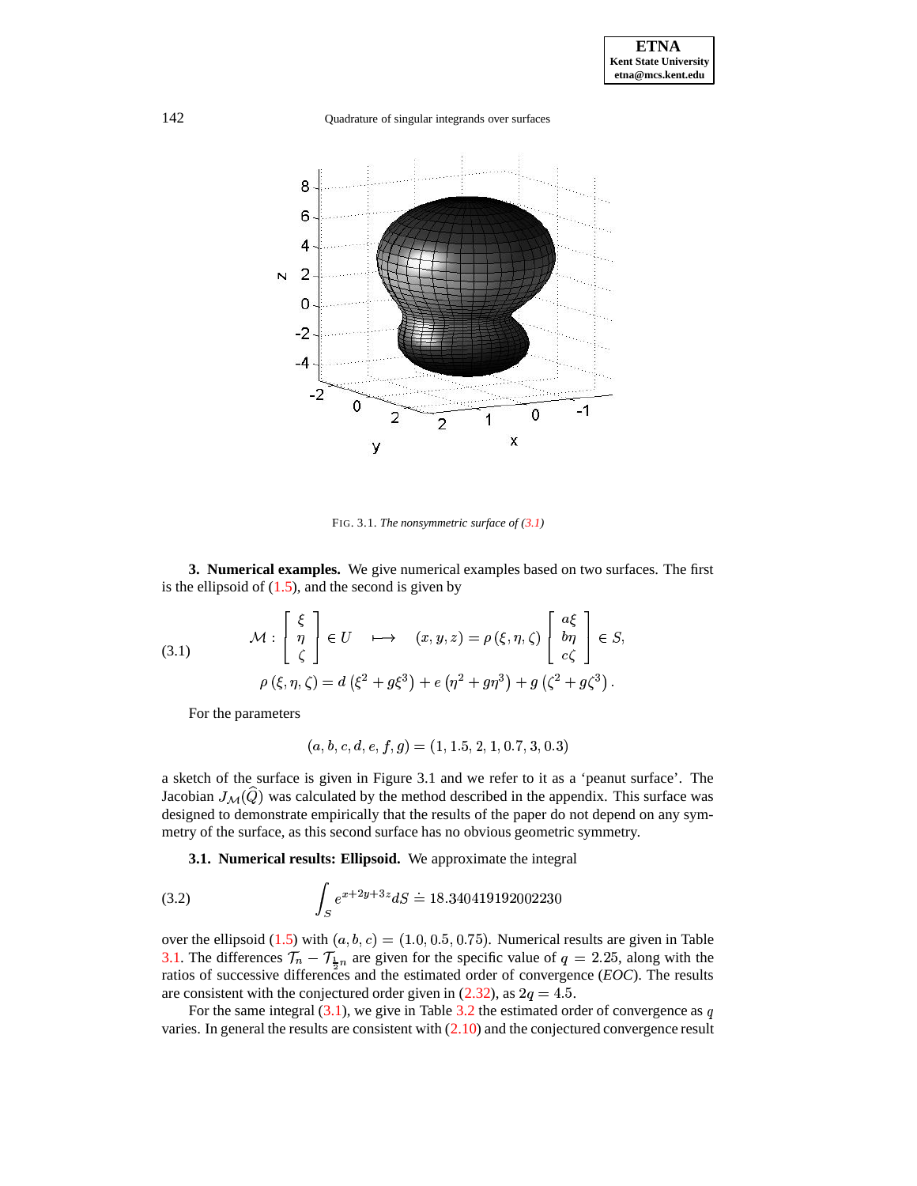FIG. 3.1. *The nonsymmetric surface of (3.1)*

**3. Numerical examples.** We give numerical examples based on two surfaces. The first is the ellipsoid of (1.5), and the second is given by

$$
\mathcal{M}: \begin{bmatrix} \xi \\ \eta \\ \zeta \end{bmatrix} \in U \quad \longmapsto \quad (x,y,z) = \rho\left(\xi,\eta,\zeta\right) \begin{bmatrix} a\xi \\ b\eta \\ c\zeta \end{bmatrix} \in S,
$$
$$
\rho\left(\xi,\eta,\zeta\right) = d\left(\xi^2 + g\xi^3\right) + e\left(\eta^2 + g\eta^3\right) + g\left(\zeta^2 + g\zeta^3\right). \tag{3.1}
$$

For the parameters

$$
(a,b,c,d,e,f,g) = (1, 1.5, 2, 1, 0.7, 3, 0.3)
$$

a sketch of the surface is given in Figure 3.1 and we refer to it as a 'peanut surface'. The Jacobian $J_{\mathcal{M}}(\widehat{Q})$ was calculated by the method described in the appendix. This surface was designed to demonstrate empirically that the results of the paper do not depend on any symmetry of the surface, as this second surface has no obvious geometric symmetry.

**3.1. Numerical results: Ellipsoid.** We approximate the integral

$$
\int_S e^{x+2y+3z} dS \doteq 18.340419192002230 \tag{3.2}
$$

over the ellipsoid (1.5) with $(a,b,c) = (1.0, 0.5, 0.75)$. Numerical results are given in Table 3.1. The differences $\mathcal{T}_n - \mathcal{T}_{\frac{1}{2}n}$ are given for the specific value of $q = 2.25$, along with the ratios of successive differences and the estimated order of convergence (*EOC*). The results are consistent with the conjectured order given in (2.32), as $2q = 4.5$.

For the same integral (3.1), we give in Table 3.2 the estimated order of convergence as $q$ varies. In general the results are consistent with (2.10) and the conjectured convergence result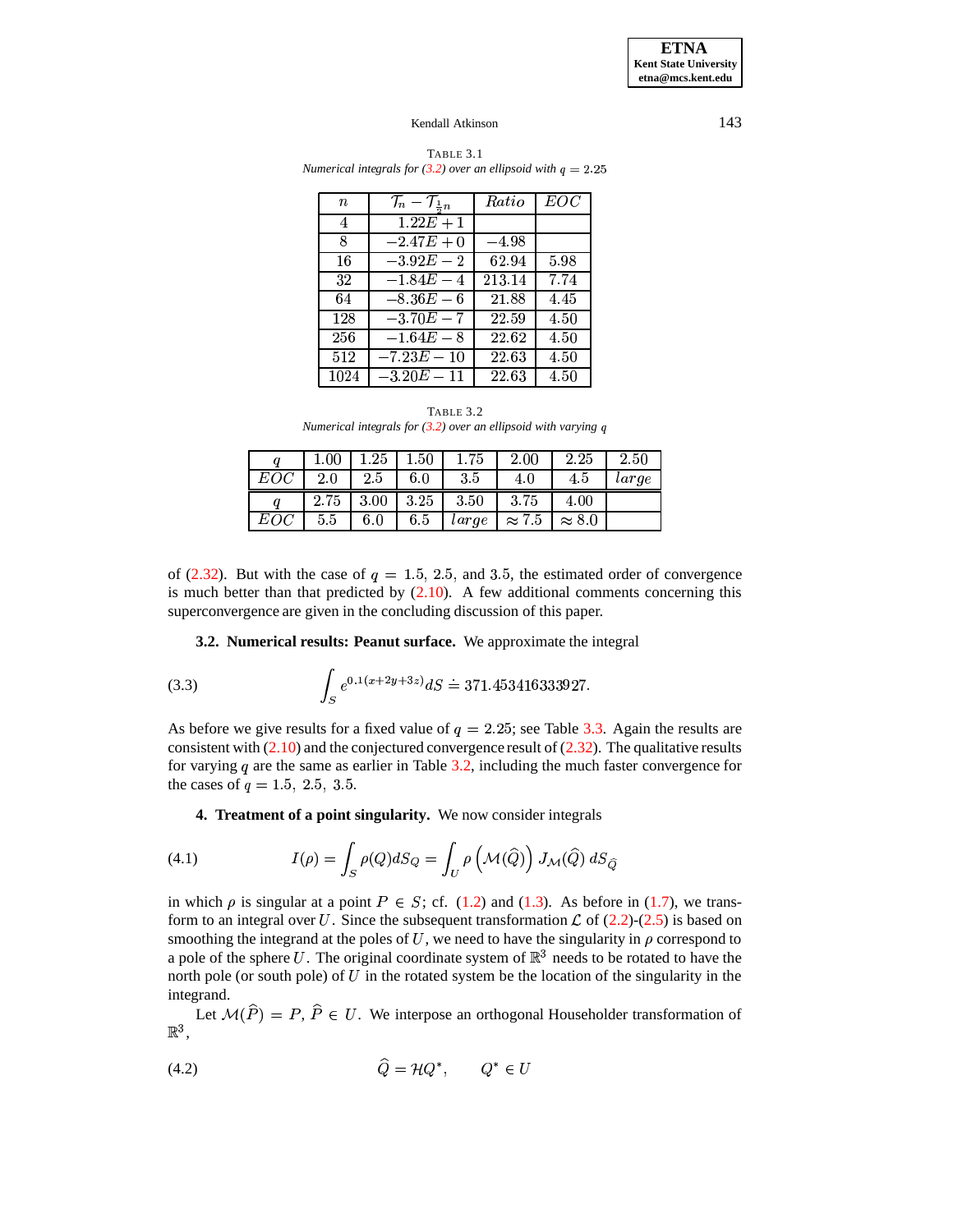TABLE 3.1
*Numerical integrals for (3.2) over an ellipsoid with $q = 2.25$*

| $n$ | $\mathcal{T}_n - \mathcal{T}_{\frac{1}{2}n}$ | $Ratio$ | $EOC$ |
|---|---|---|---|
| 4 | $1.22E+1$ | | |
| 8 | $-2.47E+0$ | $-4.98$ | |
| 16 | $-3.92E-2$ | 62.94 | 5.98 |
| 32 | $-1.84E-4$ | 213.14 | 7.74 |
| 64 | $-8.36E-6$ | 21.88 | 4.45 |
| 128 | $-3.70E-7$ | 22.59 | 4.50 |
| 256 | $-1.64E-8$ | 22.62 | 4.50 |
| 512 | $-7.23E-10$ | 22.63 | 4.50 |
| 1024 | $-3.20E-11$ | 22.63 | 4.50 |

TABLE 3.2
*Numerical integrals for (3.2) over an ellipsoid with varying $q$*

| $q$ | 1.00 | 1.25 | 1.50 | 1.75 | 2.00 | 2.25 | 2.50 |
|---|---|---|---|---|---|---|---|
| $EOC$ | 2.0 | 2.5 | 6.0 | 3.5 | 4.0 | 4.5 | $large$ |
| $q$ | 2.75 | 3.00 | 3.25 | 3.50 | 3.75 | 4.00 | |
| $EOC$ | 5.5 | 6.0 | 6.5 | $large$ | $\approx 7.5$ | $\approx 8.0$ | |

of (2.32). But with the case of $q = 1.5,\ 2.5$, and $3.5$, the estimated order of convergence is much better than that predicted by (2.10). A few additional comments concerning this superconvergence are given in the concluding discussion of this paper.

**3.2. Numerical results: Peanut surface.** We approximate the integral

$$\int_S e^{0.1(x+2y+3z)} dS \doteq 371.453416333927. \tag{3.3}$$

As before we give results for a fixed value of $q = 2.25$; see Table 3.3. Again the results are consistent with (2.10) and the conjectured convergence result of (2.32). The qualitative results for varying $q$ are the same as earlier in Table 3.2, including the much faster convergence for the cases of $q = 1.5,\ 2.5,\ 3.5$.

**4. Treatment of a point singularity.** We now consider integrals

$$I(\rho) = \int_S \rho(Q) dS_Q = \int_U \rho\left(\mathcal{M}(\widehat{Q})\right) J_{\mathcal{M}}(\widehat{Q})\, dS_{\widehat{Q}} \tag{4.1}$$

in which $\rho$ is singular at a point $P \in S$; cf. (1.2) and (1.3). As before in (1.7), we transform to an integral over $U$. Since the subsequent transformation $\mathcal{L}$ of (2.2)-(2.5) is based on smoothing the integrand at the poles of $U$, we need to have the singularity in $\rho$ correspond to a pole of the sphere $U$. The original coordinate system of $\mathbb{R}^3$ needs to be rotated to have the north pole (or south pole) of $U$ in the rotated system be the location of the singularity in the integrand.

Let $\mathcal{M}(\widehat{P}) = P,\ \widehat{P} \in U$. We interpose an orthogonal Householder transformation of $\mathbb{R}^3$,

$$\widehat{Q} = \mathcal{H}Q^*, \qquad Q^* \in U \tag{4.2}$$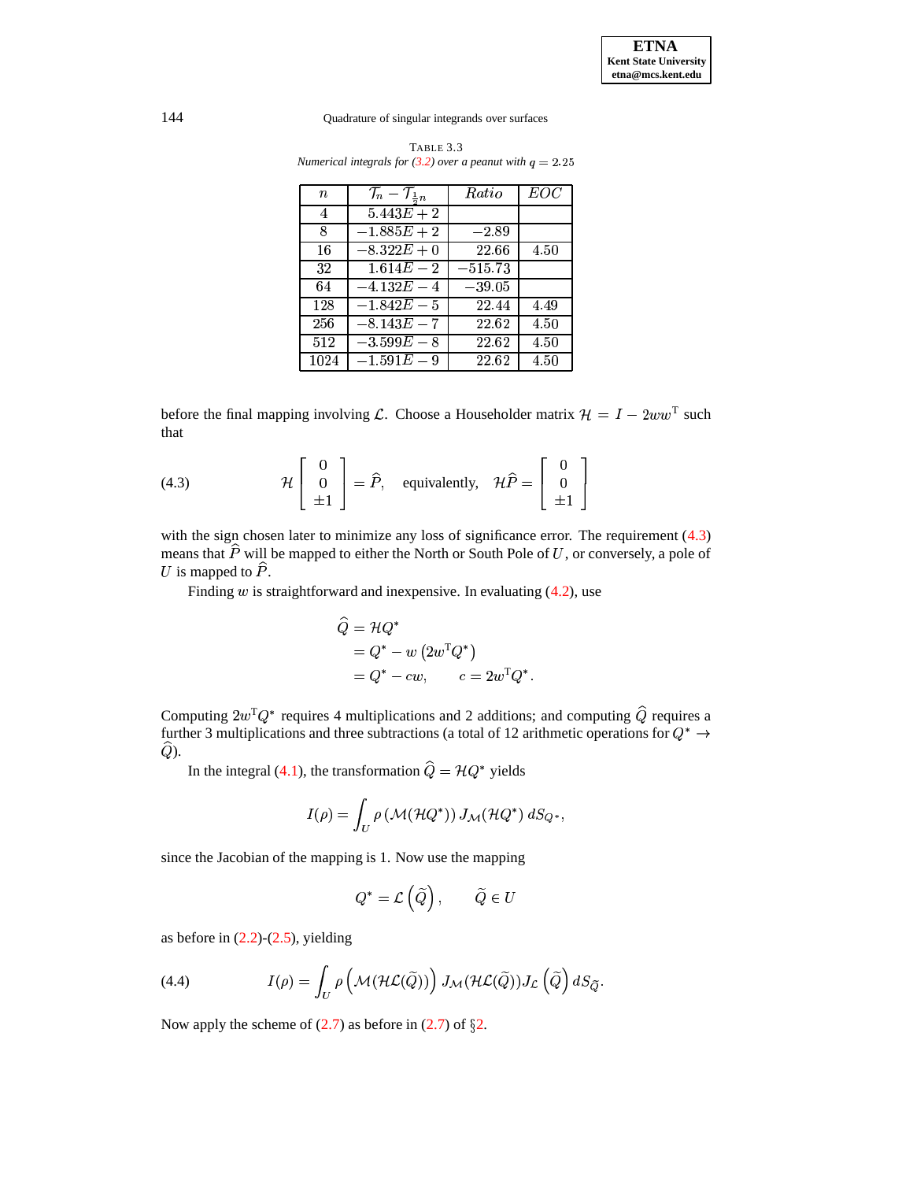TABLE 3.3
*Numerical integrals for (3.2) over a peanut with $q = 2.25$*

| $n$ | $\mathcal{T}_n - \mathcal{T}_{\frac{1}{2}n}$ | *Ratio* | *EOC* |
|---|---|---|---|
| 4 | $5.443E+2$ | | |
| 8 | $-1.885E+2$ | $-2.89$ | |
| 16 | $-8.322E+0$ | $22.66$ | $4.50$ |
| 32 | $1.614E-2$ | $-515.73$ | |
| 64 | $-4.132E-4$ | $-39.05$ | |
| 128 | $-1.842E-5$ | $22.44$ | $4.49$ |
| 256 | $-8.143E-7$ | $22.62$ | $4.50$ |
| 512 | $-3.599E-8$ | $22.62$ | $4.50$ |
| 1024 | $-1.591E-9$ | $22.62$ | $4.50$ |

before the final mapping involving $\mathcal{L}$. Choose a Householder matrix $\mathcal{H} = I - 2ww^{\mathrm{T}}$ such that

$$\mathcal{H}\begin{bmatrix} 0 \\ 0 \\ \pm 1 \end{bmatrix} = \widehat{P}, \quad \text{equivalently,} \quad \mathcal{H}\widehat{P} = \begin{bmatrix} 0 \\ 0 \\ \pm 1 \end{bmatrix} \tag{4.3}$$

with the sign chosen later to minimize any loss of significance error. The requirement (4.3) means that $\widehat{P}$ will be mapped to either the North or South Pole of $U$, or conversely, a pole of $U$ is mapped to $\widehat{P}$.

Finding $w$ is straightforward and inexpensive. In evaluating (4.2), use

$$\begin{aligned} \widehat{Q} &= \mathcal{H}Q^* \\ &= Q^* - w\left(2w^{\mathrm{T}}Q^*\right) \\ &= Q^* - cw, \qquad c = 2w^{\mathrm{T}}Q^*. \end{aligned}$$

Computing $2w^{\mathrm{T}}Q^*$ requires 4 multiplications and 2 additions; and computing $\widehat{Q}$ requires a further 3 multiplications and three subtractions (a total of 12 arithmetic operations for $Q^* \to \widehat{Q}$).

In the integral (4.1), the transformation $\widehat{Q} = \mathcal{H}Q^*$ yields

$$I(\rho) = \int_U \rho\left(\mathcal{M}(\mathcal{H}Q^*)\right) J_{\mathcal{M}}(\mathcal{H}Q^*)\, dS_{Q^*},$$

since the Jacobian of the mapping is 1. Now use the mapping

$$Q^* = \mathcal{L}\left(\widetilde{Q}\right), \qquad \widetilde{Q} \in U$$

as before in (2.2)-(2.5), yielding

$$I(\rho) = \int_U \rho\left(\mathcal{M}(\mathcal{H}\mathcal{L}(\widetilde{Q}))\right) J_{\mathcal{M}}(\mathcal{H}\mathcal{L}(\widetilde{Q})) J_{\mathcal{L}}\left(\widetilde{Q}\right) dS_{\widetilde{Q}}. \tag{4.4}$$

Now apply the scheme of (2.7) as before in (2.7) of §2.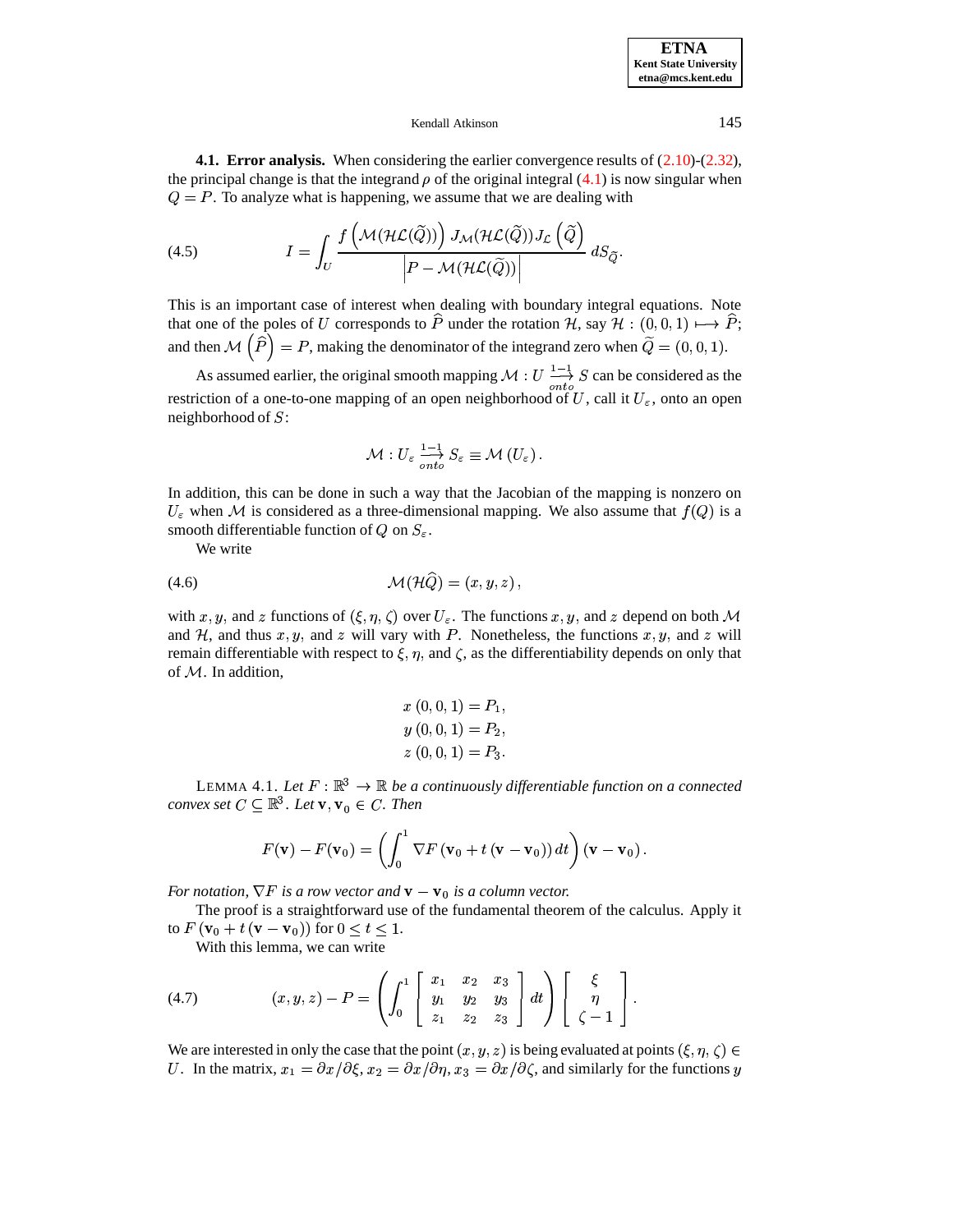**4.1. Error analysis.** When considering the earlier convergence results of (2.10)-(2.32), the principal change is that the integrand $\rho$ of the original integral (4.1) is now singular when $Q = P$. To analyze what is happening, we assume that we are dealing with

$$I = \int_U \frac{f\left(\mathcal{M}(\mathcal{H}\mathcal{L}(\widetilde{Q}))\right) J_{\mathcal{M}}(\mathcal{H}\mathcal{L}(\widetilde{Q})) J_{\mathcal{L}}\left(\widetilde{Q}\right)}{\left|P - \mathcal{M}(\mathcal{H}\mathcal{L}(\widetilde{Q}))\right|} \, dS_{\widetilde{Q}}. \tag{4.5}$$

This is an important case of interest when dealing with boundary integral equations. Note that one of the poles of $U$ corresponds to $\widehat{P}$ under the rotation $\mathcal{H}$, say $\mathcal{H} : (0, 0, 1) \longmapsto \widehat{P}$; and then $\mathcal{M}\left(\widehat{P}\right) = P$, making the denominator of the integrand zero when $\widetilde{Q} = (0, 0, 1)$.

As assumed earlier, the original smooth mapping $\mathcal{M} : U \xrightarrow[onto]{1-1} S$ can be considered as the restriction of a one-to-one mapping of an open neighborhood of $U$, call it $U_\varepsilon$, onto an open neighborhood of $S$:

$$\mathcal{M} : U_\varepsilon \xrightarrow[onto]{1-1} S_\varepsilon \equiv \mathcal{M}\left(U_\varepsilon\right).$$

In addition, this can be done in such a way that the Jacobian of the mapping is nonzero on $U_\varepsilon$ when $\mathcal{M}$ is considered as a three-dimensional mapping. We also assume that $f(Q)$ is a smooth differentiable function of $Q$ on $S_\varepsilon$.

We write

$$\mathcal{M}(\mathcal{H}\widehat{Q}) = (x, y, z), \tag{4.6}$$

with $x, y,$ and $z$ functions of $(\xi, \eta, \zeta)$ over $U_\varepsilon$. The functions $x, y,$ and $z$ depend on both $\mathcal{M}$ and $\mathcal{H}$, and thus $x, y,$ and $z$ will vary with $P$. Nonetheless, the functions $x, y,$ and $z$ will remain differentiable with respect to $\xi, \eta,$ and $\zeta$, as the differentiability depends on only that of $\mathcal{M}$. In addition,

$$\begin{aligned} x\,(0, 0, 1) &= P_1, \\ y\,(0, 0, 1) &= P_2, \\ z\,(0, 0, 1) &= P_3. \end{aligned}$$

LEMMA 4.1. *Let $F : \mathbb{R}^3 \to \mathbb{R}$ be a continuously differentiable function on a connected convex set $C \subseteq \mathbb{R}^3$. Let $\mathbf{v}, \mathbf{v}_0 \in C$. Then*

$$F(\mathbf{v}) - F(\mathbf{v}_0) = \left(\int_0^1 \nabla F\left(\mathbf{v}_0 + t\left(\mathbf{v} - \mathbf{v}_0\right)\right) dt\right)\left(\mathbf{v} - \mathbf{v}_0\right).$$

*For notation, $\nabla F$ is a row vector and $\mathbf{v} - \mathbf{v}_0$ is a column vector.*

The proof is a straightforward use of the fundamental theorem of the calculus. Apply it to $F\left(\mathbf{v}_0 + t\left(\mathbf{v} - \mathbf{v}_0\right)\right)$ for $0 \le t \le 1$.

With this lemma, we can write

$$(x, y, z) - P = \left(\int_0^1 \begin{bmatrix} x_1 & x_2 & x_3 \\ y_1 & y_2 & y_3 \\ z_1 & z_2 & z_3 \end{bmatrix} dt\right) \begin{bmatrix} \xi \\ \eta \\ \zeta - 1 \end{bmatrix}. \tag{4.7}$$

We are interested in only the case that the point $(x, y, z)$ is being evaluated at points $(\xi, \eta, \zeta) \in U$. In the matrix, $x_1 = \partial x / \partial \xi$, $x_2 = \partial x / \partial \eta$, $x_3 = \partial x / \partial \zeta$, and similarly for the functions $y$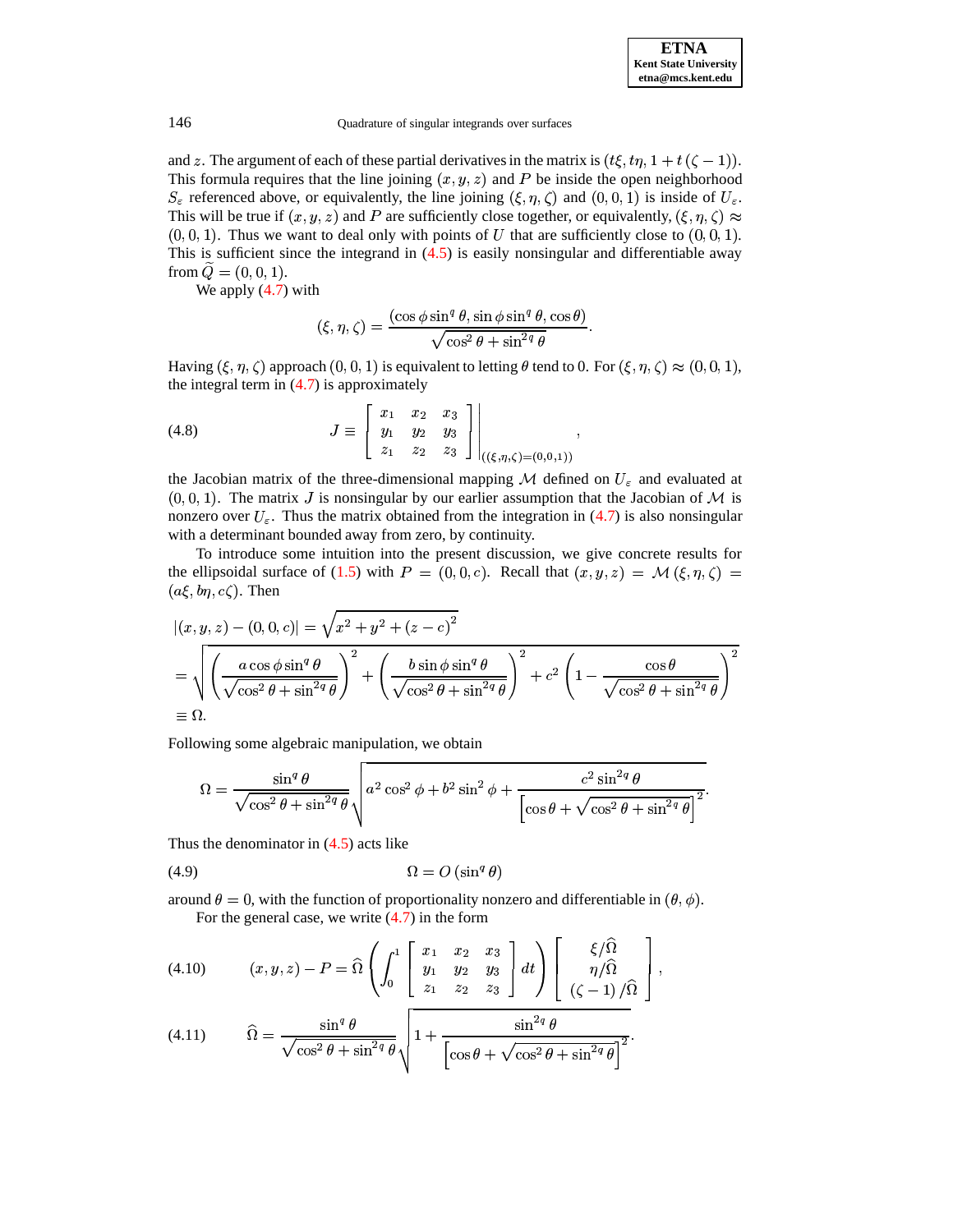and $z$. The argument of each of these partial derivatives in the matrix is $(t\xi, t\eta, 1 + t(\zeta - 1))$. This formula requires that the line joining $(x, y, z)$ and $P$ be inside the open neighborhood $S_\varepsilon$ referenced above, or equivalently, the line joining $(\xi, \eta, \zeta)$ and $(0, 0, 1)$ is inside of $U_\varepsilon$. This will be true if $(x, y, z)$ and $P$ are sufficiently close together, or equivalently, $(\xi, \eta, \zeta) \approx (0, 0, 1)$. Thus we want to deal only with points of $U$ that are sufficiently close to $(0, 0, 1)$. This is sufficient since the integrand in (4.5) is easily nonsingular and differentiable away from $\widetilde{Q} = (0, 0, 1)$.

We apply (4.7) with

$$(\xi, \eta, \zeta) = \frac{(\cos\phi \sin^q\theta, \sin\phi\sin^q\theta, \cos\theta)}{\sqrt{\cos^2\theta + \sin^{2q}\theta}}.$$

Having $(\xi, \eta, \zeta)$ approach $(0, 0, 1)$ is equivalent to letting $\theta$ tend to 0. For $(\xi, \eta, \zeta) \approx (0, 0, 1)$, the integral term in (4.7) is approximately

$$J \equiv \left. \begin{bmatrix} x_1 & x_2 & x_3 \\ y_1 & y_2 & y_3 \\ z_1 & z_2 & z_3 \end{bmatrix} \right|_{((\xi,\eta,\zeta)=(0,0,1))}, \tag{4.8}$$

the Jacobian matrix of the three-dimensional mapping $\mathcal{M}$ defined on $U_\varepsilon$ and evaluated at $(0, 0, 1)$. The matrix $J$ is nonsingular by our earlier assumption that the Jacobian of $\mathcal{M}$ is nonzero over $U_\varepsilon$. Thus the matrix obtained from the integration in (4.7) is also nonsingular with a determinant bounded away from zero, by continuity.

To introduce some intuition into the present discussion, we give concrete results for the ellipsoidal surface of (1.5) with $P = (0, 0, c)$. Recall that $(x, y, z) = \mathcal{M}(\xi, \eta, \zeta) = (a\xi, b\eta, c\zeta)$. Then

$$\begin{aligned}
&|(x, y, z) - (0, 0, c)| = \sqrt{x^2 + y^2 + (z - c)^2} \\
&= \sqrt{\left(\frac{a\cos\phi\sin^q\theta}{\sqrt{\cos^2\theta + \sin^{2q}\theta}}\right)^2 + \left(\frac{b\sin\phi\sin^q\theta}{\sqrt{\cos^2\theta + \sin^{2q}\theta}}\right)^2 + c^2\left(1 - \frac{\cos\theta}{\sqrt{\cos^2\theta + \sin^{2q}\theta}}\right)^2} \\
&\equiv \Omega.
\end{aligned}$$

Following some algebraic manipulation, we obtain

$$\Omega = \frac{\sin^q\theta}{\sqrt{\cos^2\theta + \sin^{2q}\theta}} \sqrt{a^2\cos^2\phi + b^2\sin^2\phi + \frac{c^2\sin^{2q}\theta}{\left[\cos\theta + \sqrt{\cos^2\theta + \sin^{2q}\theta}\right]^2}}.$$

Thus the denominator in (4.5) acts like

$$\Omega = O(\sin^q\theta) \tag{4.9}$$

around $\theta = 0$, with the function of proportionality nonzero and differentiable in $(\theta, \phi)$.

For the general case, we write (4.7) in the form

$$(x, y, z) - P = \widehat{\Omega}\left(\int_0^1 \begin{bmatrix} x_1 & x_2 & x_3 \\ y_1 & y_2 & y_3 \\ z_1 & z_2 & z_3 \end{bmatrix} dt\right) \begin{bmatrix} \xi/\widehat{\Omega} \\ \eta/\widehat{\Omega} \\ (\zeta - 1)/\widehat{\Omega} \end{bmatrix}, \tag{4.10}$$

$$\widehat{\Omega} = \frac{\sin^q\theta}{\sqrt{\cos^2\theta + \sin^{2q}\theta}} \sqrt{1 + \frac{\sin^{2q}\theta}{\left[\cos\theta + \sqrt{\cos^2\theta + \sin^{2q}\theta}\right]^2}}. \tag{4.11}$$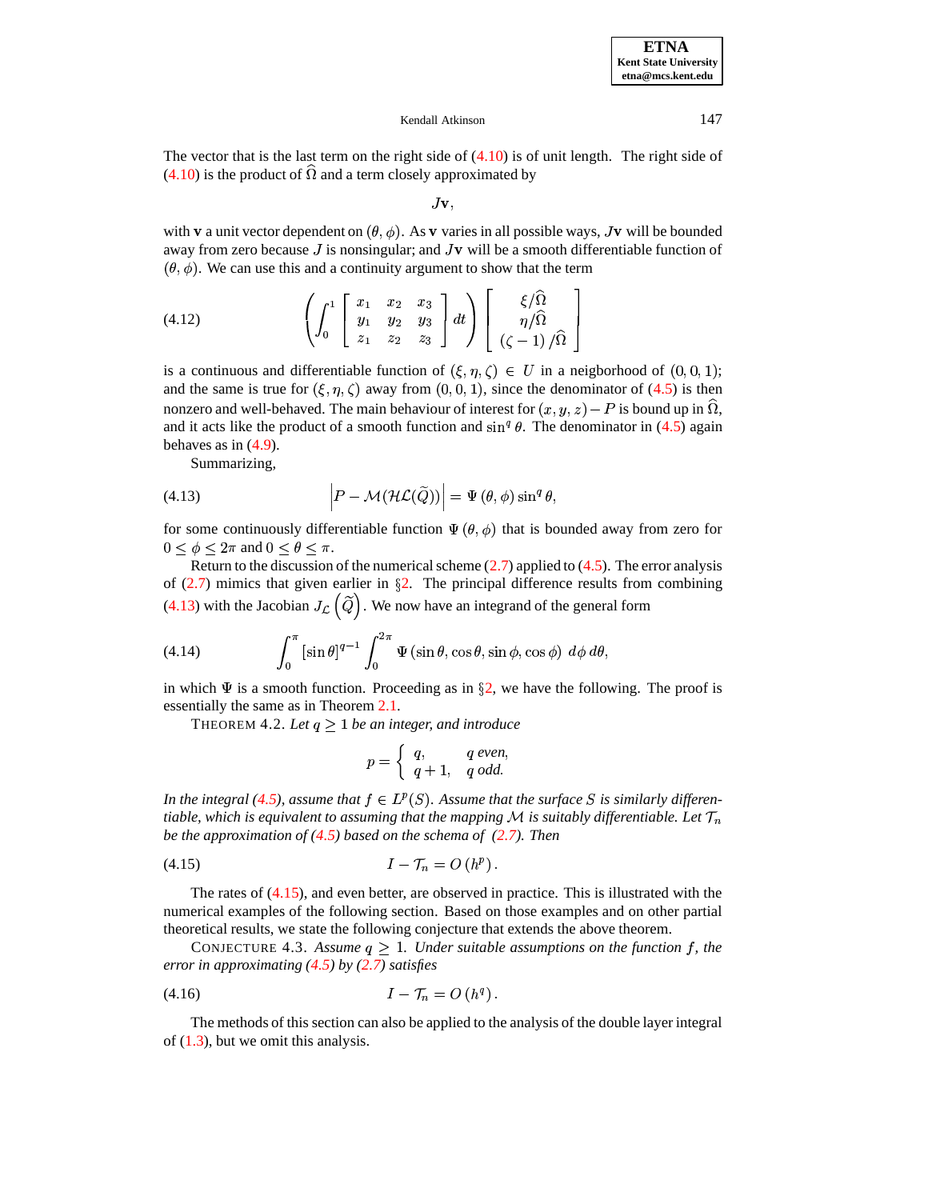The vector that is the last term on the right side of (4.10) is of unit length. The right side of (4.10) is the product of $\widehat{\Omega}$ and a term closely approximated by

$$J\mathbf{v},$$

with $\mathbf{v}$ a unit vector dependent on $(\theta, \phi)$. As $\mathbf{v}$ varies in all possible ways, $J\mathbf{v}$ will be bounded away from zero because $J$ is nonsingular; and $J\mathbf{v}$ will be a smooth differentiable function of $(\theta, \phi)$. We can use this and a continuity argument to show that the term

$$\left( \int_0^1 \begin{bmatrix} x_1 & x_2 & x_3 \\ y_1 & y_2 & y_3 \\ z_1 & z_2 & z_3 \end{bmatrix} dt \right) \begin{bmatrix} \xi / \widehat{\Omega} \\ \eta / \widehat{\Omega} \\ (\zeta - 1) / \widehat{\Omega} \end{bmatrix} \tag{4.12}$$

is a continuous and differentiable function of $(\xi, \eta, \zeta) \in U$ in a neigborhood of $(0, 0, 1)$; and the same is true for $(\xi, \eta, \zeta)$ away from $(0, 0, 1)$, since the denominator of (4.5) is then nonzero and well-behaved. The main behaviour of interest for $(x, y, z) - P$ is bound up in $\widehat{\Omega}$, and it acts like the product of a smooth function and $\sin^q \theta$. The denominator in (4.5) again behaves as in (4.9).

Summarizing,

$$\left| P - \mathcal{M}(\mathcal{HL}(\widetilde{Q})) \right| = \Psi\left(\theta, \phi\right) \sin^q \theta, \tag{4.13}$$

for some continuously differentiable function $\Psi\left(\theta, \phi\right)$ that is bounded away from zero for $0 \leq \phi \leq 2\pi$ and $0 \leq \theta \leq \pi$.

Return to the discussion of the numerical scheme (2.7) applied to (4.5). The error analysis of (2.7) mimics that given earlier in §2. The principal difference results from combining (4.13) with the Jacobian $J_{\mathcal{L}}\left(\widetilde{Q}\right)$. We now have an integrand of the general form

$$\int_0^\pi \left[\sin \theta\right]^{q-1} \int_0^{2\pi} \Psi\left(\sin \theta, \cos \theta, \sin \phi, \cos \phi\right) \, d\phi \, d\theta, \tag{4.14}$$

in which $\Psi$ is a smooth function. Proceeding as in §2, we have the following. The proof is essentially the same as in Theorem 2.1.

THEOREM 4.2. *Let $q \geq 1$ be an integer, and introduce*

$$p = \begin{cases} q, & q \text{ even}, \\ q+1, & q \text{ odd}. \end{cases}$$

*In the integral (4.5), assume that $f \in L^p(S)$. Assume that the surface $S$ is similarly differentiable, which is equivalent to assuming that the mapping $\mathcal{M}$ is suitably differentiable. Let $\mathcal{T}_n$ be the approximation of (4.5) based on the schema of (2.7). Then*

$$I - \mathcal{T}_n = O\left(h^p\right). \tag{4.15}$$

The rates of (4.15), and even better, are observed in practice. This is illustrated with the numerical examples of the following section. Based on those examples and on other partial theoretical results, we state the following conjecture that extends the above theorem.

CONJECTURE 4.3. *Assume $q \geq 1$. Under suitable assumptions on the function $f$, the error in approximating (4.5) by (2.7) satisfies*

$$I - \mathcal{T}_n = O\left(h^q\right). \tag{4.16}$$

The methods of this section can also be applied to the analysis of the double layer integral of (1.3), but we omit this analysis.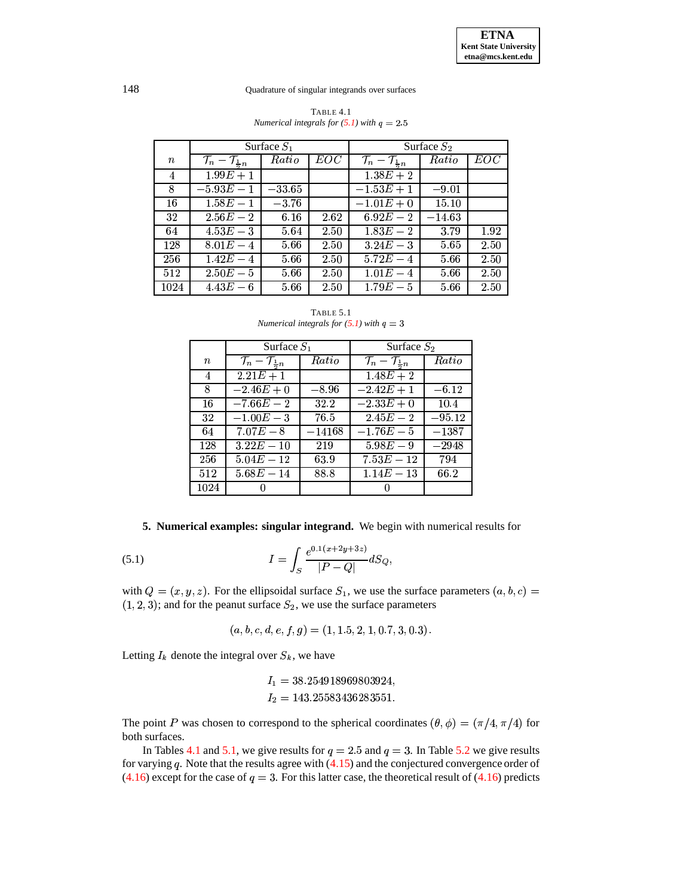TABLE 4.1
*Numerical integrals for (5.1) with $q = 2.5$*

| $n$ | Surface $S_1$ | | | Surface $S_2$ | | |
|---|---|---|---|---|---|---|
| | $\mathcal{T}_n - \mathcal{T}_{\frac{1}{2}n}$ | *Ratio* | *EOC* | $\mathcal{T}_n - \mathcal{T}_{\frac{1}{2}n}$ | *Ratio* | *EOC* |
| 4 | $1.99E+1$ | | | $1.38E+2$ | | |
| 8 | $-5.93E-1$ | $-33.65$ | | $-1.53E+1$ | $-9.01$ | |
| 16 | $1.58E-1$ | $-3.76$ | | $-1.01E+0$ | 15.10 | |
| 32 | $2.56E-2$ | 6.16 | 2.62 | $6.92E-2$ | $-14.63$ | |
| 64 | $4.53E-3$ | 5.64 | 2.50 | $1.83E-2$ | 3.79 | 1.92 |
| 128 | $8.01E-4$ | 5.66 | 2.50 | $3.24E-3$ | 5.65 | 2.50 |
| 256 | $1.42E-4$ | 5.66 | 2.50 | $5.72E-4$ | 5.66 | 2.50 |
| 512 | $2.50E-5$ | 5.66 | 2.50 | $1.01E-4$ | 5.66 | 2.50 |
| 1024 | $4.43E-6$ | 5.66 | 2.50 | $1.79E-5$ | 5.66 | 2.50 |

TABLE 5.1
*Numerical integrals for (5.1) with $q = 3$*

| $n$ | Surface $S_1$ | | Surface $S_2$ | |
|---|---|---|---|---|
| | $\mathcal{T}_n - \mathcal{T}_{\frac{1}{2}n}$ | *Ratio* | $\mathcal{T}_n - \mathcal{T}_{\frac{1}{2}n}$ | *Ratio* |
| 4 | $2.21E+1$ | | $1.48E+2$ | |
| 8 | $-2.46E+0$ | $-8.96$ | $-2.42E+1$ | $-6.12$ |
| 16 | $-7.66E-2$ | 32.2 | $-2.33E+0$ | 10.4 |
| 32 | $-1.00E-3$ | 76.5 | $2.45E-2$ | $-95.12$ |
| 64 | $7.07E-8$ | $-14168$ | $-1.76E-5$ | $-1387$ |
| 128 | $3.22E-10$ | 219 | $5.98E-9$ | $-2948$ |
| 256 | $5.04E-12$ | 63.9 | $7.53E-12$ | 794 |
| 512 | $5.68E-14$ | 88.8 | $1.14E-13$ | 66.2 |
| 1024 | 0 | | 0 | |

**5. Numerical examples: singular integrand.** We begin with numerical results for

$$I = \int_S \frac{e^{0.1(x+2y+3z)}}{|P-Q|} dS_Q, \tag{5.1}$$

with $Q = (x, y, z)$. For the ellipsoidal surface $S_1$, we use the surface parameters $(a, b, c) = (1, 2, 3)$; and for the peanut surface $S_2$, we use the surface parameters

$$(a, b, c, d, e, f, g) = (1, 1.5, 2, 1, 0.7, 3, 0.3).$$

Letting $I_k$ denote the integral over $S_k$, we have

$$I_1 = 38.254918969803924,$$
$$I_2 = 143.25583436283551.$$

The point $P$ was chosen to correspond to the spherical coordinates $(\theta, \phi) = (\pi/4, \pi/4)$ for both surfaces.

In Tables 4.1 and 5.1, we give results for $q = 2.5$ and $q = 3$. In Table 5.2 we give results for varying $q$. Note that the results agree with (4.15) and the conjectured convergence order of (4.16) except for the case of $q = 3$. For this latter case, the theoretical result of (4.16) predicts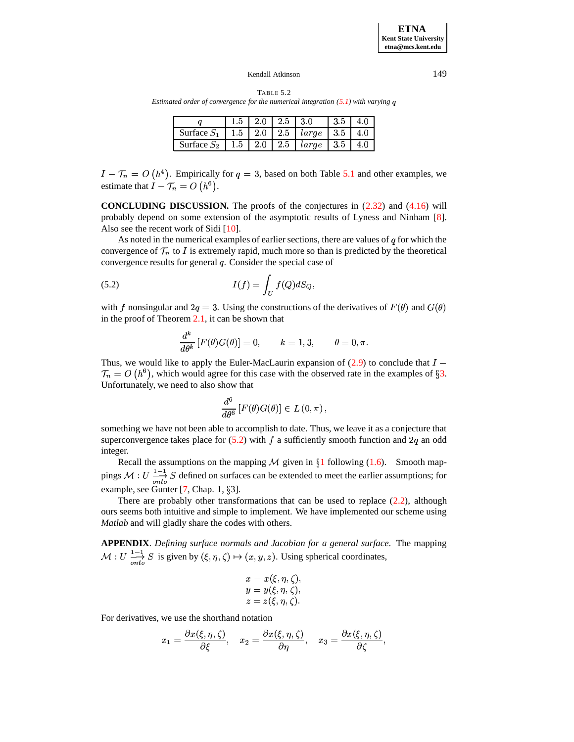TABLE 5.2
*Estimated order of convergence for the numerical integration (5.1) with varying $q$*

| $q$ | 1.5 | 2.0 | 2.5 | 3.0 | 3.5 | 4.0 |
|---|---|---|---|---|---|---|
| Surface $S_1$ | 1.5 | 2.0 | 2.5 | *large* | 3.5 | 4.0 |
| Surface $S_2$ | 1.5 | 2.0 | 2.5 | *large* | 3.5 | 4.0 |

$I - \mathcal{T}_n = O\left(h^4\right)$. Empirically for $q = 3$, based on both Table 5.1 and other examples, we estimate that $I - \mathcal{T}_n = O\left(h^6\right)$.

**CONCLUDING DISCUSSION.** The proofs of the conjectures in (2.32) and (4.16) will probably depend on some extension of the asymptotic results of Lyness and Ninham [8]. Also see the recent work of Sidi [10].

As noted in the numerical examples of earlier sections, there are values of $q$ for which the convergence of $\mathcal{T}_n$ to $I$ is extremely rapid, much more so than is predicted by the theoretical convergence results for general $q$. Consider the special case of

$$I(f) = \int_U f(Q)dS_Q, \tag{5.2}$$

with $f$ nonsingular and $2q = 3$. Using the constructions of the derivatives of $F(\theta)$ and $G(\theta)$ in the proof of Theorem 2.1, it can be shown that

$$\frac{d^k}{d\theta^k}\left[F(\theta)G(\theta)\right] = 0, \qquad k = 1, 3, \qquad \theta = 0, \pi.$$

Thus, we would like to apply the Euler-MacLaurin expansion of (2.9) to conclude that $I - \mathcal{T}_n = O\left(h^6\right)$, which would agree for this case with the observed rate in the examples of §3. Unfortunately, we need to also show that

$$\frac{d^6}{d\theta^6}\left[F(\theta)G(\theta)\right] \in L\left(0,\pi\right),$$

something we have not been able to accomplish to date. Thus, we leave it as a conjecture that superconvergence takes place for (5.2) with $f$ a sufficiently smooth function and $2q$ an odd integer.

Recall the assumptions on the mapping $\mathcal{M}$ given in §1 following (1.6). Smooth mappings $\mathcal{M} : U \xrightarrow[onto]{1-1} S$ defined on surfaces can be extended to meet the earlier assumptions; for example, see Gunter [7, Chap. 1, §3].

There are probably other transformations that can be used to replace (2.2), although ours seems both intuitive and simple to implement. We have implemented our scheme using *Matlab* and will gladly share the codes with others.

**APPENDIX**. *Defining surface normals and Jacobian for a general surface.* The mapping $\mathcal{M} : U \xrightarrow[onto]{1-1} S$ is given by $(\xi, \eta, \zeta) \mapsto (x, y, z)$. Using spherical coordinates,

$$\begin{aligned} x &= x(\xi,\eta,\zeta), \\ y &= y(\xi,\eta,\zeta), \\ z &= z(\xi,\eta,\zeta). \end{aligned}$$

For derivatives, we use the shorthand notation

$$x_1 = \frac{\partial x(\xi,\eta,\zeta)}{\partial \xi}, \quad x_2 = \frac{\partial x(\xi,\eta,\zeta)}{\partial \eta}, \quad x_3 = \frac{\partial x(\xi,\eta,\zeta)}{\partial \zeta},$$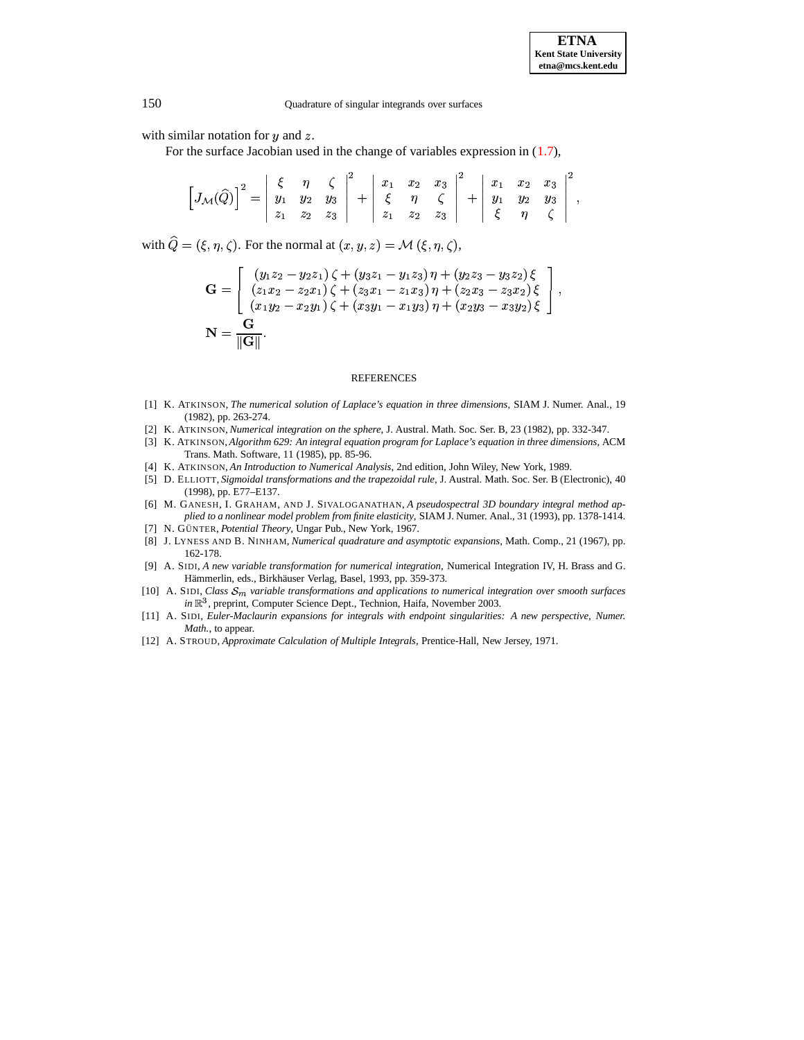with similar notation for $y$ and $z$.

For the surface Jacobian used in the change of variables expression in (1.7),

$$\left[J_{\mathcal{M}}(\widehat{Q})\right]^2 = \begin{vmatrix} \xi & \eta & \zeta \\ y_1 & y_2 & y_3 \\ z_1 & z_2 & z_3 \end{vmatrix}^2 + \begin{vmatrix} x_1 & x_2 & x_3 \\ \xi & \eta & \zeta \\ z_1 & z_2 & z_3 \end{vmatrix}^2 + \begin{vmatrix} x_1 & x_2 & x_3 \\ y_1 & y_2 & y_3 \\ \xi & \eta & \zeta \end{vmatrix}^2,$$

with $\widehat{Q} = (\xi, \eta, \zeta)$. For the normal at $(x, y, z) = \mathcal{M}(\xi, \eta, \zeta)$,

$$\mathbf{G} = \begin{bmatrix} (y_1 z_2 - y_2 z_1)\,\zeta + (y_3 z_1 - y_1 z_3)\,\eta + (y_2 z_3 - y_3 z_2)\,\xi \\ (z_1 x_2 - z_2 x_1)\,\zeta + (z_3 x_1 - z_1 x_3)\,\eta + (z_2 x_3 - z_3 x_2)\,\xi \\ (x_1 y_2 - x_2 y_1)\,\zeta + (x_3 y_1 - x_1 y_3)\,\eta + (x_2 y_3 - x_3 y_2)\,\xi \end{bmatrix},$$

$$\mathbf{N} = \frac{\mathbf{G}}{\|\mathbf{G}\|}.$$

## REFERENCES

[1] K. Atkinson, *The numerical solution of Laplace's equation in three dimensions*, SIAM J. Numer. Anal., 19 (1982), pp. 263-274.

[2] K. Atkinson, *Numerical integration on the sphere*, J. Austral. Math. Soc. Ser. B, 23 (1982), pp. 332-347.

[3] K. Atkinson, *Algorithm 629: An integral equation program for Laplace's equation in three dimensions*, ACM Trans. Math. Software, 11 (1985), pp. 85-96.

[4] K. Atkinson, *An Introduction to Numerical Analysis*, 2nd edition, John Wiley, New York, 1989.

[5] D. Elliott, *Sigmoidal transformations and the trapezoidal rule*, J. Austral. Math. Soc. Ser. B (Electronic), 40 (1998), pp. E77–E137.

[6] M. Ganesh, I. Graham, and J. Sivaloganathan, *A pseudospectral 3D boundary integral method applied to a nonlinear model problem from finite elasticity*, SIAM J. Numer. Anal., 31 (1993), pp. 1378-1414.

[7] N. Günter, *Potential Theory*, Ungar Pub., New York, 1967.

[8] J. Lyness and B. Ninham, *Numerical quadrature and asymptotic expansions*, Math. Comp., 21 (1967), pp. 162-178.

[9] A. Sidi, *A new variable transformation for numerical integration*, Numerical Integration IV, H. Brass and G. Hämmerlin, eds., Birkhäuser Verlag, Basel, 1993, pp. 359-373.

[10] A. Sidi, *Class $\mathcal{S}_m$ variable transformations and applications to numerical integration over smooth surfaces in $\mathbb{R}^3$*, preprint, Computer Science Dept., Technion, Haifa, November 2003.

[11] A. Sidi, *Euler-Maclaurin expansions for integrals with endpoint singularities: A new perspective*, *Numer. Math.*, to appear.

[12] A. Stroud, *Approximate Calculation of Multiple Integrals*, Prentice-Hall, New Jersey, 1971.